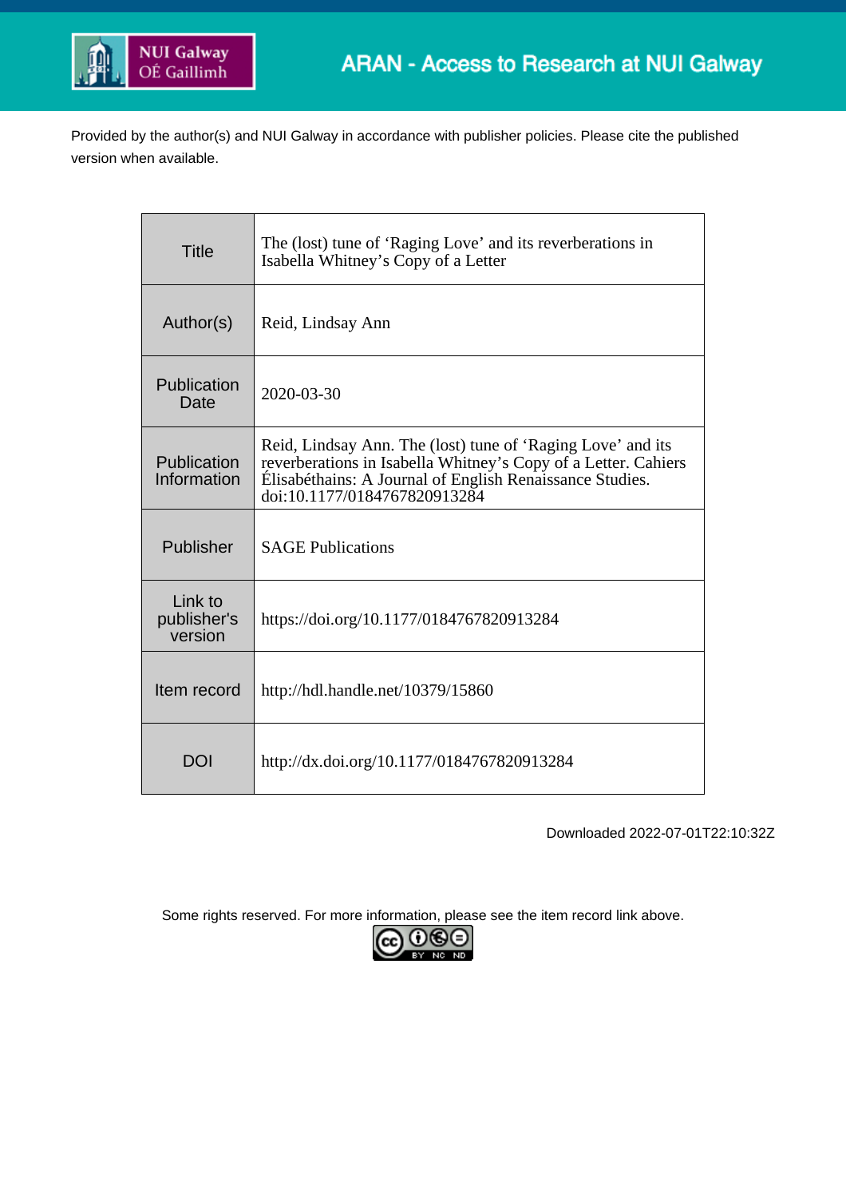ARAN - Access to Research at NUI Galway

Provided by the author(s) and NUI Galway in accordance with publisher policies. Please cite the published version when available.

| | |
|---|---|
| Title | The (lost) tune of ‘Raging Love’ and its reverberations in Isabella Whitney’s Copy of a Letter |
| Author(s) | Reid, Lindsay Ann |
| Publication Date | 2020-03-30 |
| Publication Information | Reid, Lindsay Ann. The (lost) tune of ‘Raging Love’ and its reverberations in Isabella Whitney’s Copy of a Letter. Cahiers Élisabéthains: A Journal of English Renaissance Studies. doi:10.1177/0184767820913284 |
| Publisher | SAGE Publications |
| Link to publisher's version | https://doi.org/10.1177/0184767820913284 |
| Item record | http://hdl.handle.net/10379/15860 |
| DOI | http://dx.doi.org/10.1177/0184767820913284 |

Downloaded 2022-07-01T22:10:32Z

Some rights reserved. For more information, please see the item record link above.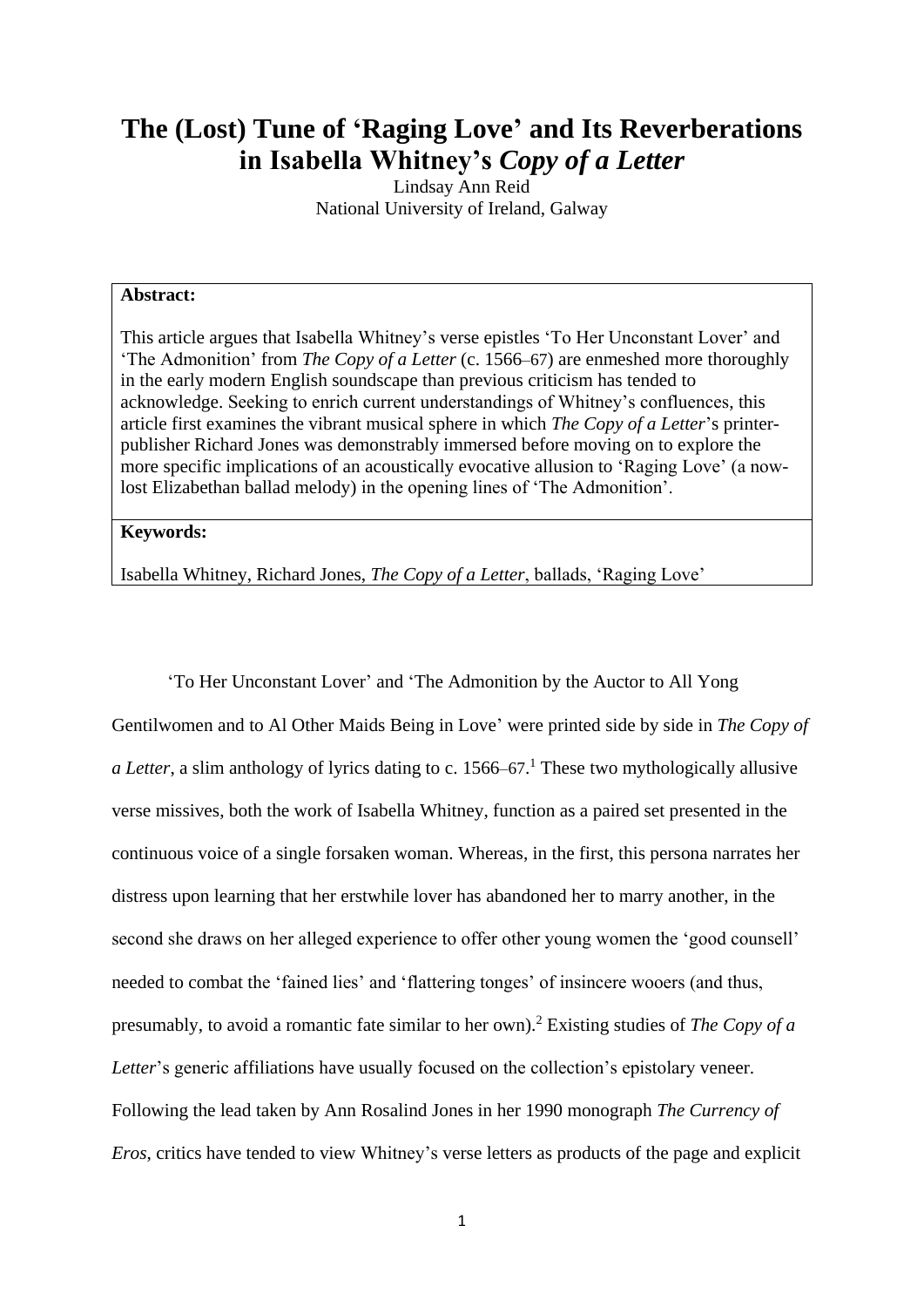# The (Lost) Tune of 'Raging Love' and Its Reverberations in Isabella Whitney's *Copy of a Letter*

Lindsay Ann Reid
National University of Ireland, Galway

**Abstract:**

This article argues that Isabella Whitney's verse epistles 'To Her Unconstant Lover' and 'The Admonition' from *The Copy of a Letter* (c. 1566–67) are enmeshed more thoroughly in the early modern English soundscape than previous criticism has tended to acknowledge. Seeking to enrich current understandings of Whitney's confluences, this article first examines the vibrant musical sphere in which *The Copy of a Letter*'s printer-publisher Richard Jones was demonstrably immersed before moving on to explore the more specific implications of an acoustically evocative allusion to 'Raging Love' (a now-lost Elizabethan ballad melody) in the opening lines of 'The Admonition'.

**Keywords:**

Isabella Whitney, Richard Jones, *The Copy of a Letter*, ballads, 'Raging Love'

'To Her Unconstant Lover' and 'The Admonition by the Auctor to All Yong Gentilwomen and to Al Other Maids Being in Love' were printed side by side in *The Copy of a Letter*, a slim anthology of lyrics dating to c. 1566–67.[1] These two mythologically allusive verse missives, both the work of Isabella Whitney, function as a paired set presented in the continuous voice of a single forsaken woman. Whereas, in the first, this persona narrates her distress upon learning that her erstwhile lover has abandoned her to marry another, in the second she draws on her alleged experience to offer other young women the 'good counsell' needed to combat the 'fained lies' and 'flattering tonges' of insincere wooers (and thus, presumably, to avoid a romantic fate similar to her own).[2] Existing studies of *The Copy of a Letter*'s generic affiliations have usually focused on the collection's epistolary veneer. Following the lead taken by Ann Rosalind Jones in her 1990 monograph *The Currency of Eros*, critics have tended to view Whitney's verse letters as products of the page and explicit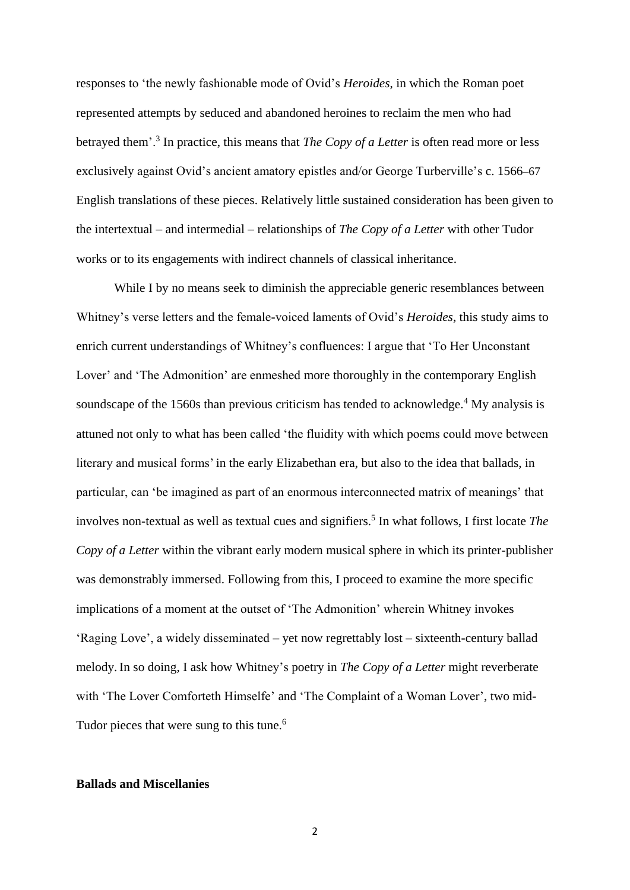responses to 'the newly fashionable mode of Ovid's *Heroides*, in which the Roman poet represented attempts by seduced and abandoned heroines to reclaim the men who had betrayed them'.[3] In practice, this means that *The Copy of a Letter* is often read more or less exclusively against Ovid's ancient amatory epistles and/or George Turberville's c. 1566–67 English translations of these pieces. Relatively little sustained consideration has been given to the intertextual – and intermedial – relationships of *The Copy of a Letter* with other Tudor works or to its engagements with indirect channels of classical inheritance.

While I by no means seek to diminish the appreciable generic resemblances between Whitney's verse letters and the female-voiced laments of Ovid's *Heroides*, this study aims to enrich current understandings of Whitney's confluences: I argue that 'To Her Unconstant Lover' and 'The Admonition' are enmeshed more thoroughly in the contemporary English soundscape of the 1560s than previous criticism has tended to acknowledge.[4] My analysis is attuned not only to what has been called 'the fluidity with which poems could move between literary and musical forms' in the early Elizabethan era, but also to the idea that ballads, in particular, can 'be imagined as part of an enormous interconnected matrix of meanings' that involves non-textual as well as textual cues and signifiers.[5] In what follows, I first locate *The Copy of a Letter* within the vibrant early modern musical sphere in which its printer-publisher was demonstrably immersed. Following from this, I proceed to examine the more specific implications of a moment at the outset of 'The Admonition' wherein Whitney invokes 'Raging Love', a widely disseminated – yet now regrettably lost – sixteenth-century ballad melody. In so doing, I ask how Whitney's poetry in *The Copy of a Letter* might reverberate with 'The Lover Comforteth Himselfe' and 'The Complaint of a Woman Lover', two mid-Tudor pieces that were sung to this tune.[6]

## Ballads and Miscellanies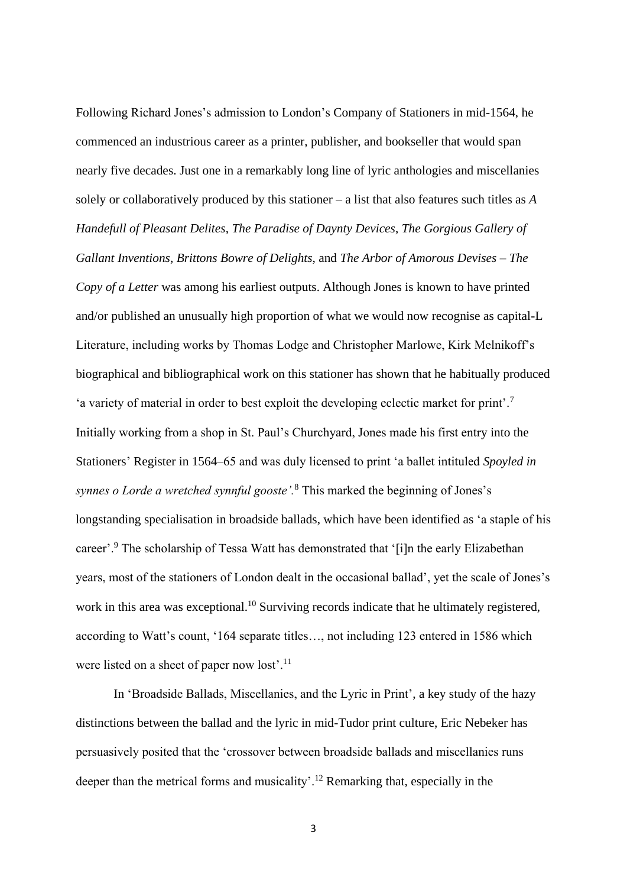Following Richard Jones's admission to London's Company of Stationers in mid-1564, he commenced an industrious career as a printer, publisher, and bookseller that would span nearly five decades. Just one in a remarkably long line of lyric anthologies and miscellanies solely or collaboratively produced by this stationer – a list that also features such titles as *A Handefull of Pleasant Delites*, *The Paradise of Daynty Devices*, *The Gorgious Gallery of Gallant Inventions*, *Brittons Bowre of Delights*, and *The Arbor of Amorous Devises* – *The Copy of a Letter* was among his earliest outputs. Although Jones is known to have printed and/or published an unusually high proportion of what we would now recognise as capital-L Literature, including works by Thomas Lodge and Christopher Marlowe, Kirk Melnikoff's biographical and bibliographical work on this stationer has shown that he habitually produced 'a variety of material in order to best exploit the developing eclectic market for print'.[7] Initially working from a shop in St. Paul's Churchyard, Jones made his first entry into the Stationers' Register in 1564–65 and was duly licensed to print 'a ballet intituled *Spoyled in synnes o Lorde a wretched synnful gooste'*.[8] This marked the beginning of Jones's longstanding specialisation in broadside ballads, which have been identified as 'a staple of his career'.[9] The scholarship of Tessa Watt has demonstrated that '[i]n the early Elizabethan years, most of the stationers of London dealt in the occasional ballad', yet the scale of Jones's work in this area was exceptional.[10] Surviving records indicate that he ultimately registered, according to Watt's count, '164 separate titles…, not including 123 entered in 1586 which were listed on a sheet of paper now lost'.[11]

In 'Broadside Ballads, Miscellanies, and the Lyric in Print', a key study of the hazy distinctions between the ballad and the lyric in mid-Tudor print culture, Eric Nebeker has persuasively posited that the 'crossover between broadside ballads and miscellanies runs deeper than the metrical forms and musicality'.[12] Remarking that, especially in the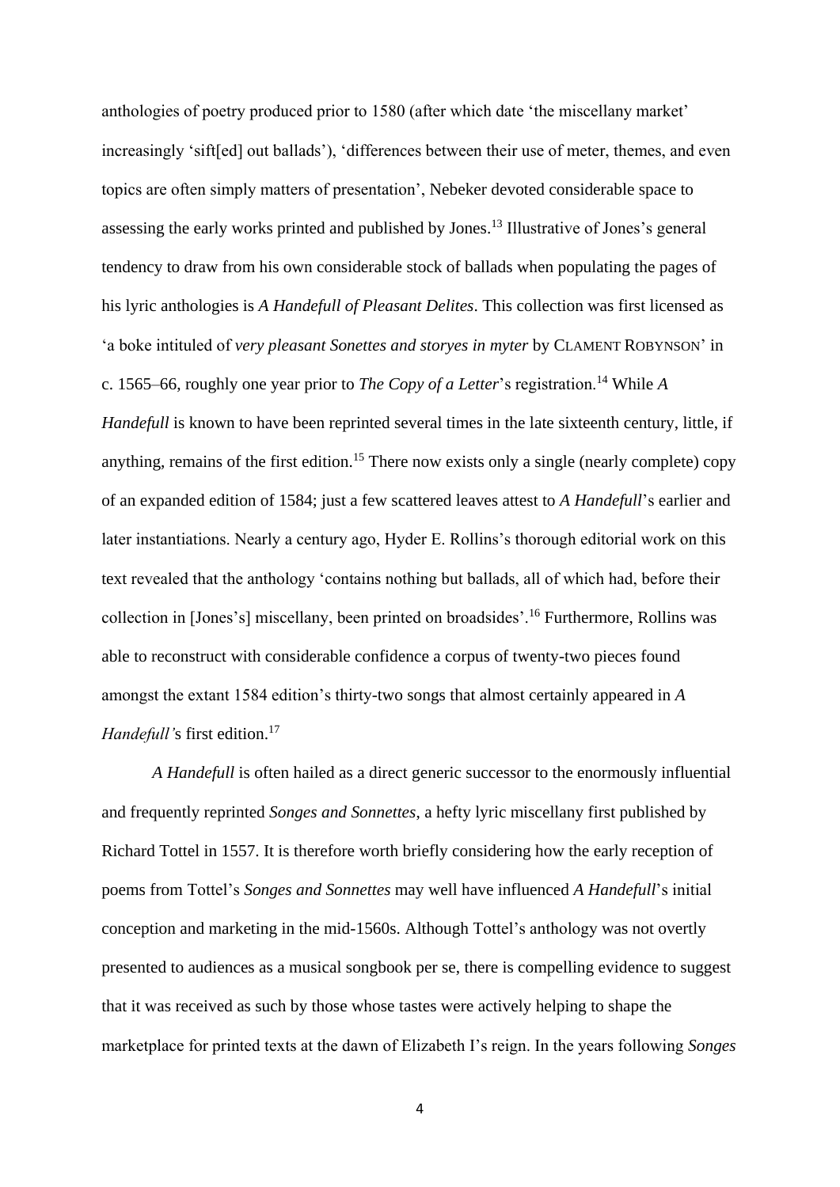anthologies of poetry produced prior to 1580 (after which date 'the miscellany market' increasingly 'sift[ed] out ballads'), 'differences between their use of meter, themes, and even topics are often simply matters of presentation', Nebeker devoted considerable space to assessing the early works printed and published by Jones.[13] Illustrative of Jones's general tendency to draw from his own considerable stock of ballads when populating the pages of his lyric anthologies is *A Handefull of Pleasant Delites*. This collection was first licensed as 'a boke intituled of *very pleasant Sonettes and storyes in myter* by CLAMENT ROBYNSON' in c. 1565–66, roughly one year prior to *The Copy of a Letter*'s registration.[14] While *A Handefull* is known to have been reprinted several times in the late sixteenth century, little, if anything, remains of the first edition.[15] There now exists only a single (nearly complete) copy of an expanded edition of 1584; just a few scattered leaves attest to *A Handefull*'s earlier and later instantiations. Nearly a century ago, Hyder E. Rollins's thorough editorial work on this text revealed that the anthology 'contains nothing but ballads, all of which had, before their collection in [Jones's] miscellany, been printed on broadsides'.[16] Furthermore, Rollins was able to reconstruct with considerable confidence a corpus of twenty-two pieces found amongst the extant 1584 edition's thirty-two songs that almost certainly appeared in *A Handefull'*s first edition.[17]

*A Handefull* is often hailed as a direct generic successor to the enormously influential and frequently reprinted *Songes and Sonnettes*, a hefty lyric miscellany first published by Richard Tottel in 1557. It is therefore worth briefly considering how the early reception of poems from Tottel's *Songes and Sonnettes* may well have influenced *A Handefull*'s initial conception and marketing in the mid-1560s. Although Tottel's anthology was not overtly presented to audiences as a musical songbook per se, there is compelling evidence to suggest that it was received as such by those whose tastes were actively helping to shape the marketplace for printed texts at the dawn of Elizabeth I's reign. In the years following *Songes*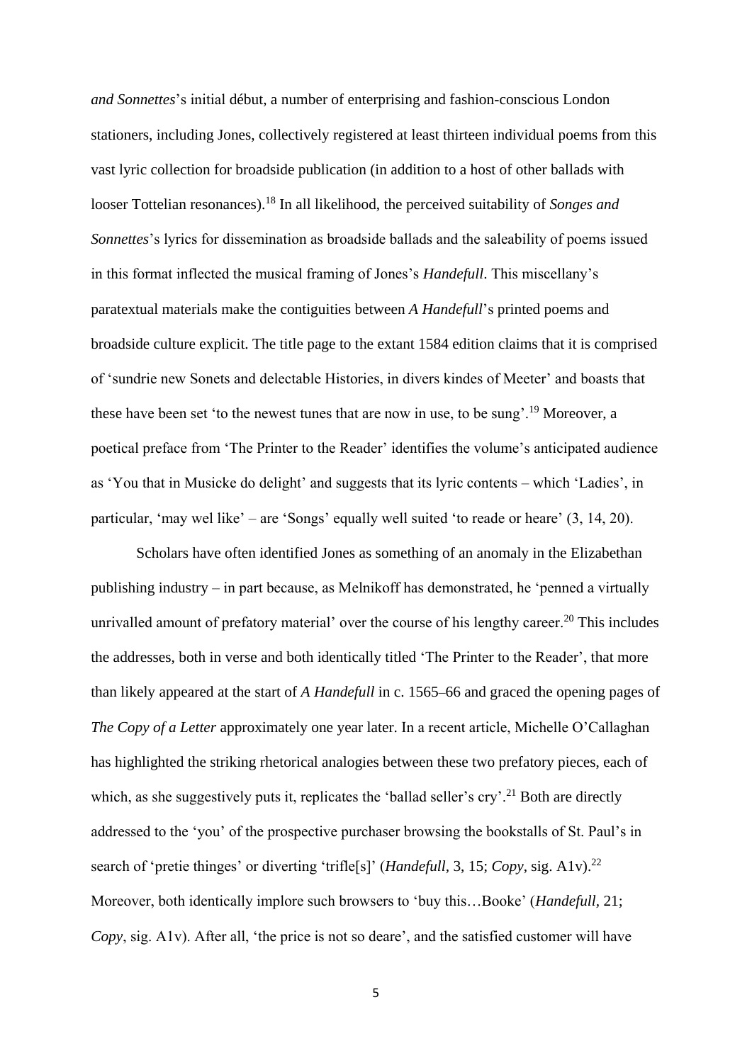*and Sonnettes*'s initial début, a number of enterprising and fashion-conscious London stationers, including Jones, collectively registered at least thirteen individual poems from this vast lyric collection for broadside publication (in addition to a host of other ballads with looser Tottelian resonances).[18] In all likelihood, the perceived suitability of *Songes and Sonnettes*'s lyrics for dissemination as broadside ballads and the saleability of poems issued in this format inflected the musical framing of Jones's *Handefull*. This miscellany's paratextual materials make the contiguities between *A Handefull*'s printed poems and broadside culture explicit. The title page to the extant 1584 edition claims that it is comprised of 'sundrie new Sonets and delectable Histories, in divers kindes of Meeter' and boasts that these have been set 'to the newest tunes that are now in use, to be sung'.[19] Moreover, a poetical preface from 'The Printer to the Reader' identifies the volume's anticipated audience as 'You that in Musicke do delight' and suggests that its lyric contents – which 'Ladies', in particular, 'may wel like' – are 'Songs' equally well suited 'to reade or heare' (3, 14, 20).

Scholars have often identified Jones as something of an anomaly in the Elizabethan publishing industry – in part because, as Melnikoff has demonstrated, he 'penned a virtually unrivalled amount of prefatory material' over the course of his lengthy career.[20] This includes the addresses, both in verse and both identically titled 'The Printer to the Reader', that more than likely appeared at the start of *A Handefull* in c. 1565–66 and graced the opening pages of *The Copy of a Letter* approximately one year later. In a recent article, Michelle O'Callaghan has highlighted the striking rhetorical analogies between these two prefatory pieces, each of which, as she suggestively puts it, replicates the 'ballad seller's cry'.[21] Both are directly addressed to the 'you' of the prospective purchaser browsing the bookstalls of St. Paul's in search of 'pretie thinges' or diverting 'trifle[s]' (*Handefull,* 3, 15; *Copy*, sig. A1v).[22] Moreover, both identically implore such browsers to 'buy this…Booke' (*Handefull,* 21; *Copy*, sig. A1v). After all, 'the price is not so deare', and the satisfied customer will have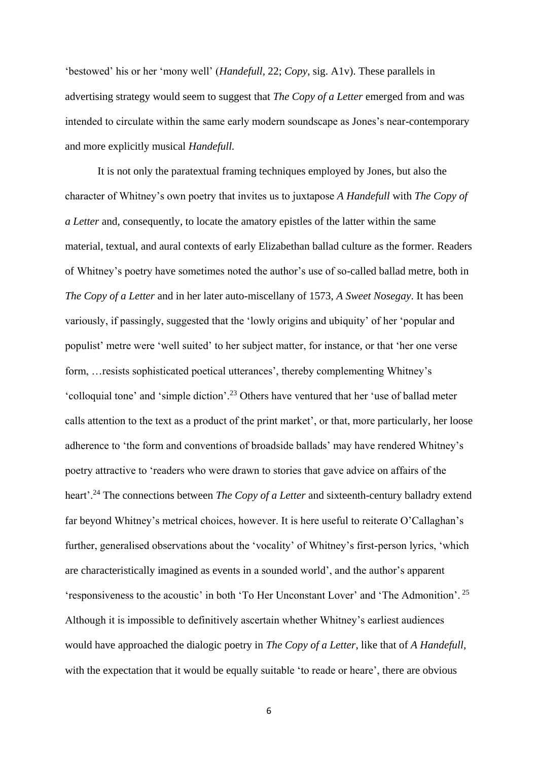'bestowed' his or her 'mony well' (*Handefull*, 22; *Copy*, sig. A1v). These parallels in advertising strategy would seem to suggest that *The Copy of a Letter* emerged from and was intended to circulate within the same early modern soundscape as Jones's near-contemporary and more explicitly musical *Handefull.*

It is not only the paratextual framing techniques employed by Jones, but also the character of Whitney's own poetry that invites us to juxtapose *A Handefull* with *The Copy of a Letter* and, consequently, to locate the amatory epistles of the latter within the same material, textual, and aural contexts of early Elizabethan ballad culture as the former. Readers of Whitney's poetry have sometimes noted the author's use of so-called ballad metre, both in *The Copy of a Letter* and in her later auto-miscellany of 1573, *A Sweet Nosegay*. It has been variously, if passingly, suggested that the 'lowly origins and ubiquity' of her 'popular and populist' metre were 'well suited' to her subject matter, for instance, or that 'her one verse form, …resists sophisticated poetical utterances', thereby complementing Whitney's 'colloquial tone' and 'simple diction'.[23] Others have ventured that her 'use of ballad meter calls attention to the text as a product of the print market', or that, more particularly, her loose adherence to 'the form and conventions of broadside ballads' may have rendered Whitney's poetry attractive to 'readers who were drawn to stories that gave advice on affairs of the heart'.[24] The connections between *The Copy of a Letter* and sixteenth-century balladry extend far beyond Whitney's metrical choices, however. It is here useful to reiterate O'Callaghan's further, generalised observations about the 'vocality' of Whitney's first-person lyrics, 'which are characteristically imagined as events in a sounded world', and the author's apparent 'responsiveness to the acoustic' in both 'To Her Unconstant Lover' and 'The Admonition'.[25] Although it is impossible to definitively ascertain whether Whitney's earliest audiences would have approached the dialogic poetry in *The Copy of a Letter*, like that of *A Handefull*, with the expectation that it would be equally suitable 'to reade or heare', there are obvious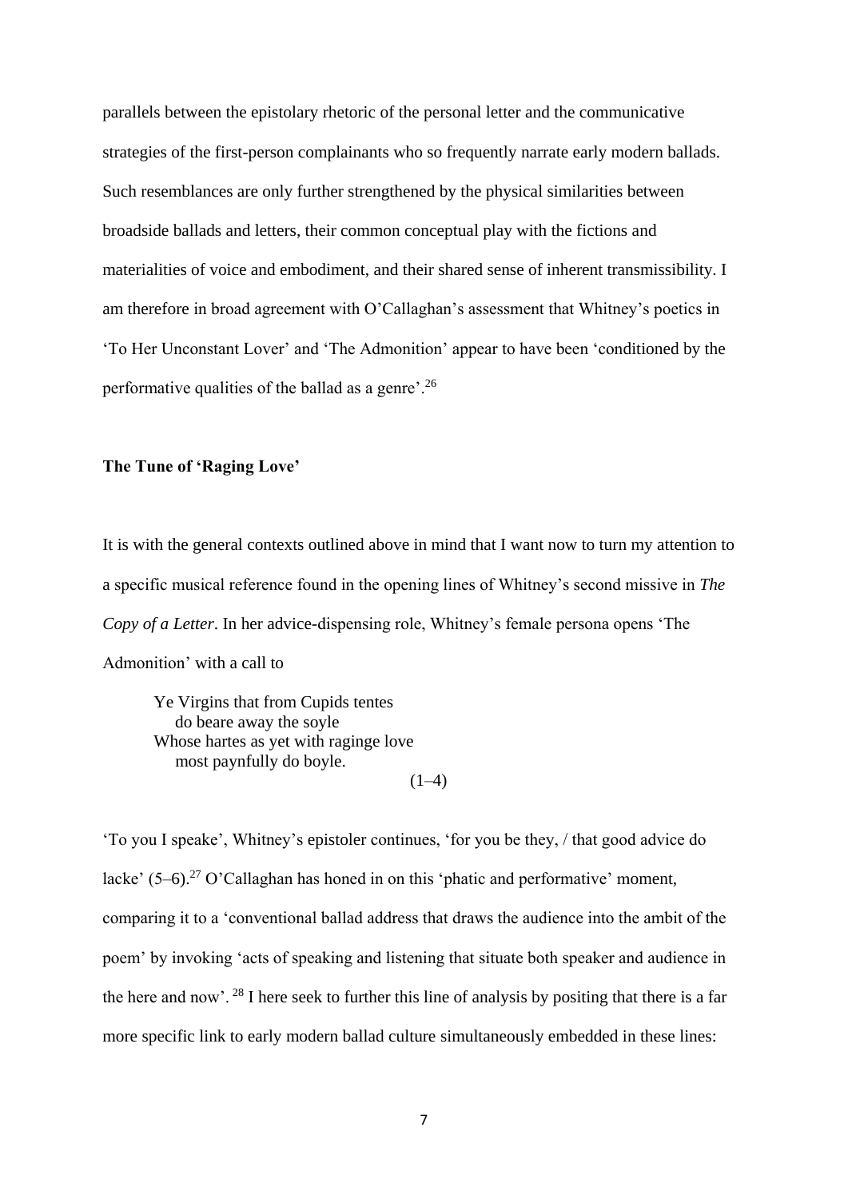parallels between the epistolary rhetoric of the personal letter and the communicative strategies of the first-person complainants who so frequently narrate early modern ballads. Such resemblances are only further strengthened by the physical similarities between broadside ballads and letters, their common conceptual play with the fictions and materialities of voice and embodiment, and their shared sense of inherent transmissibility. I am therefore in broad agreement with O'Callaghan's assessment that Whitney's poetics in 'To Her Unconstant Lover' and 'The Admonition' appear to have been 'conditioned by the performative qualities of the ballad as a genre'.[26]

### The Tune of 'Raging Love'

It is with the general contexts outlined above in mind that I want now to turn my attention to a specific musical reference found in the opening lines of Whitney's second missive in *The Copy of a Letter*. In her advice-dispensing role, Whitney's female persona opens 'The Admonition' with a call to

> Ye Virgins that from Cupids tentes
> do beare away the soyle
> Whose hartes as yet with raginge love
> most paynfully do boyle.
>
> (1–4)

'To you I speake', Whitney's epistoler continues, 'for you be they, / that good advice do lacke' (5–6).[27] O'Callaghan has honed in on this 'phatic and performative' moment, comparing it to a 'conventional ballad address that draws the audience into the ambit of the poem' by invoking 'acts of speaking and listening that situate both speaker and audience in the here and now'.[28] I here seek to further this line of analysis by positing that there is a far more specific link to early modern ballad culture simultaneously embedded in these lines: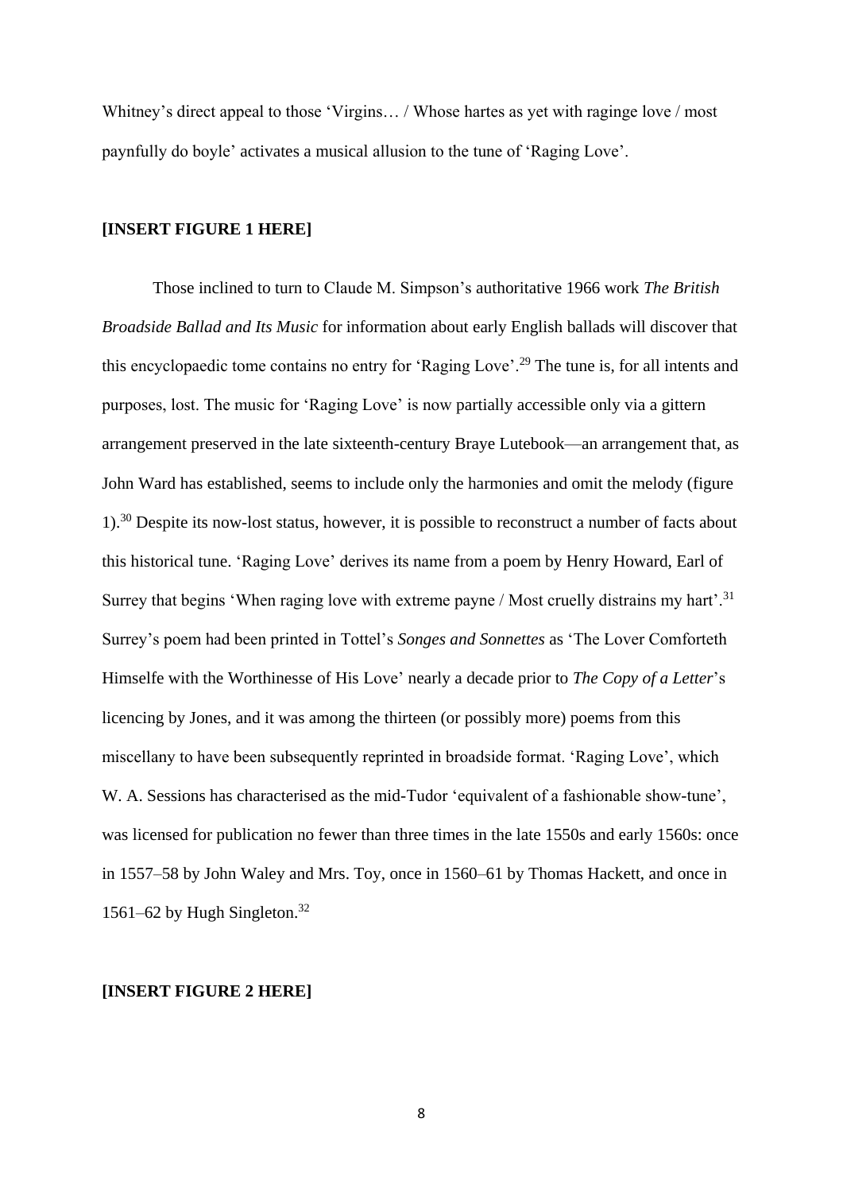Whitney's direct appeal to those 'Virgins… / Whose hartes as yet with raginge love / most paynfully do boyle' activates a musical allusion to the tune of 'Raging Love'.

**[INSERT FIGURE 1 HERE]**

Those inclined to turn to Claude M. Simpson's authoritative 1966 work *The British Broadside Ballad and Its Music* for information about early English ballads will discover that this encyclopaedic tome contains no entry for 'Raging Love'.[29] The tune is, for all intents and purposes, lost. The music for 'Raging Love' is now partially accessible only via a gittern arrangement preserved in the late sixteenth-century Braye Lutebook—an arrangement that, as John Ward has established, seems to include only the harmonies and omit the melody (figure 1).[30] Despite its now-lost status, however, it is possible to reconstruct a number of facts about this historical tune. 'Raging Love' derives its name from a poem by Henry Howard, Earl of Surrey that begins 'When raging love with extreme payne / Most cruelly distrains my hart'.[31] Surrey's poem had been printed in Tottel's *Songes and Sonnettes* as 'The Lover Comforteth Himselfe with the Worthinesse of His Love' nearly a decade prior to *The Copy of a Letter*'s licencing by Jones, and it was among the thirteen (or possibly more) poems from this miscellany to have been subsequently reprinted in broadside format. 'Raging Love', which W. A. Sessions has characterised as the mid-Tudor 'equivalent of a fashionable show-tune', was licensed for publication no fewer than three times in the late 1550s and early 1560s: once in 1557–58 by John Waley and Mrs. Toy, once in 1560–61 by Thomas Hackett, and once in 1561–62 by Hugh Singleton.[32]

**[INSERT FIGURE 2 HERE]**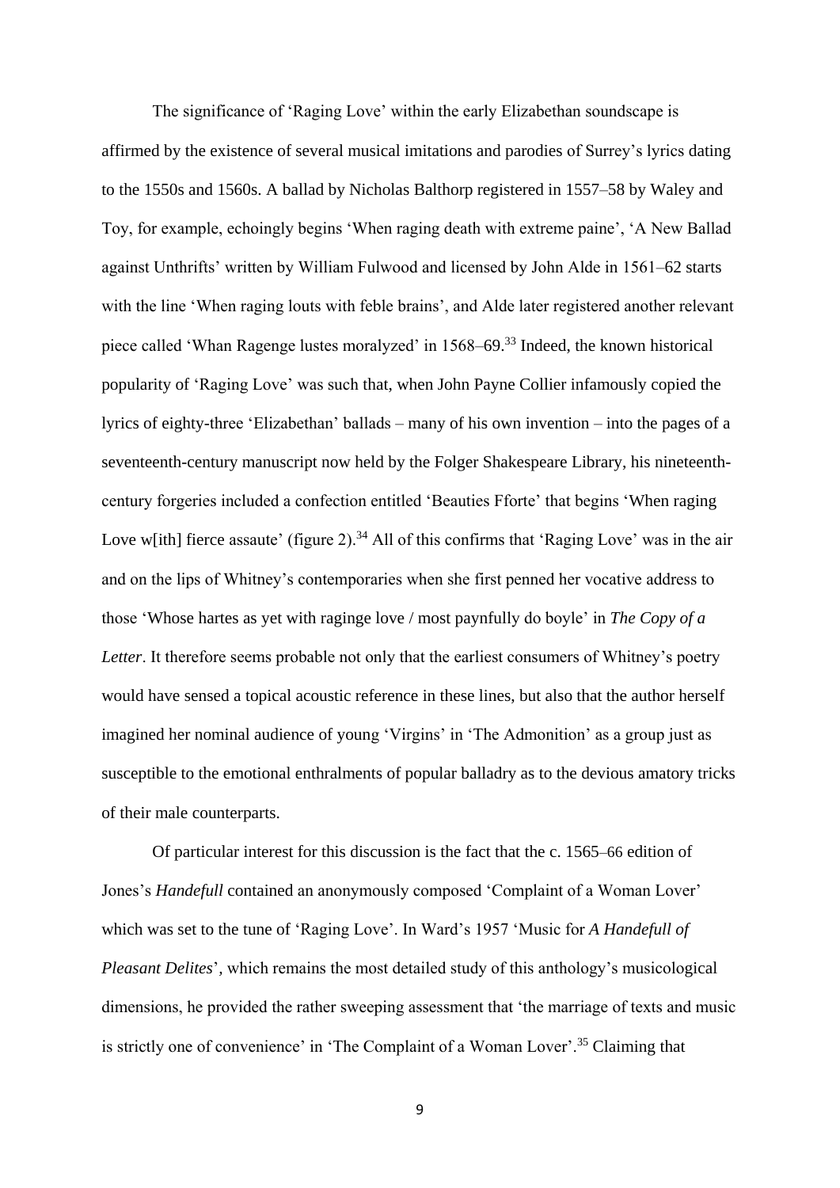The significance of 'Raging Love' within the early Elizabethan soundscape is affirmed by the existence of several musical imitations and parodies of Surrey's lyrics dating to the 1550s and 1560s. A ballad by Nicholas Balthorp registered in 1557–58 by Waley and Toy, for example, echoingly begins 'When raging death with extreme paine', 'A New Ballad against Unthrifts' written by William Fulwood and licensed by John Alde in 1561–62 starts with the line 'When raging louts with feble brains', and Alde later registered another relevant piece called 'Whan Ragenge lustes moralyzed' in 1568–69.[33] Indeed, the known historical popularity of 'Raging Love' was such that, when John Payne Collier infamously copied the lyrics of eighty-three 'Elizabethan' ballads – many of his own invention – into the pages of a seventeenth-century manuscript now held by the Folger Shakespeare Library, his nineteenth-century forgeries included a confection entitled 'Beauties Fforte' that begins 'When raging Love w[ith] fierce assaute' (figure 2).[34] All of this confirms that 'Raging Love' was in the air and on the lips of Whitney's contemporaries when she first penned her vocative address to those 'Whose hartes as yet with raginge love / most paynfully do boyle' in *The Copy of a Letter*. It therefore seems probable not only that the earliest consumers of Whitney's poetry would have sensed a topical acoustic reference in these lines, but also that the author herself imagined her nominal audience of young 'Virgins' in 'The Admonition' as a group just as susceptible to the emotional enthralments of popular balladry as to the devious amatory tricks of their male counterparts.

Of particular interest for this discussion is the fact that the c. 1565–66 edition of Jones's *Handefull* contained an anonymously composed 'Complaint of a Woman Lover' which was set to the tune of 'Raging Love'. In Ward's 1957 'Music for *A Handefull of Pleasant Delites*', which remains the most detailed study of this anthology's musicological dimensions, he provided the rather sweeping assessment that 'the marriage of texts and music is strictly one of convenience' in 'The Complaint of a Woman Lover'.[35] Claiming that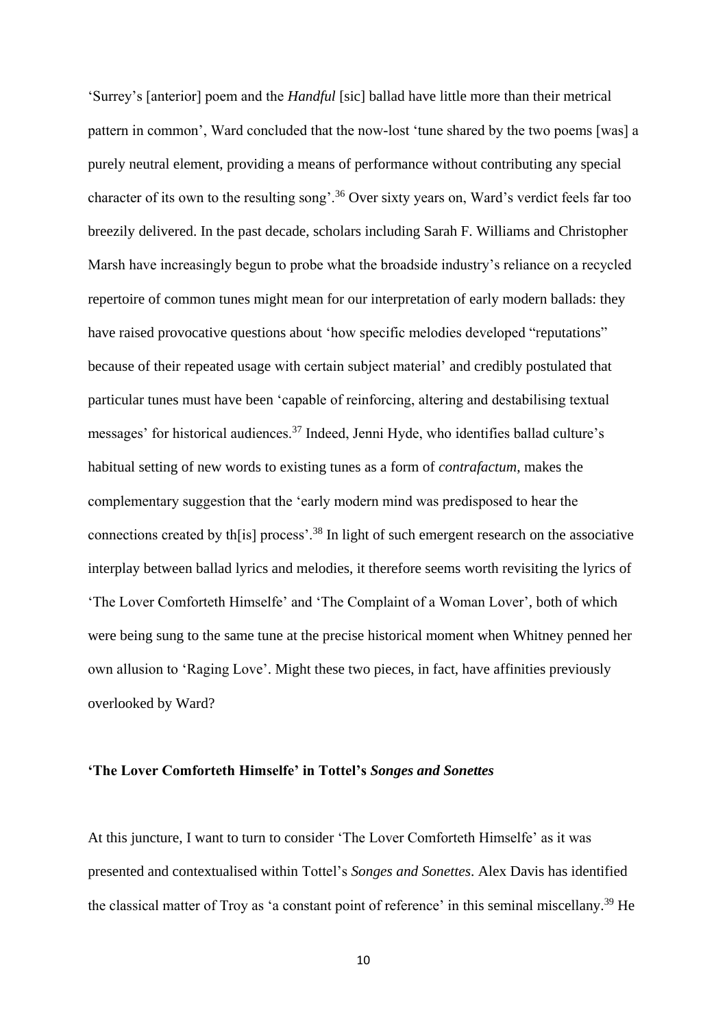'Surrey's [anterior] poem and the *Handful* [sic] ballad have little more than their metrical pattern in common', Ward concluded that the now-lost 'tune shared by the two poems [was] a purely neutral element, providing a means of performance without contributing any special character of its own to the resulting song'.[36] Over sixty years on, Ward's verdict feels far too breezily delivered. In the past decade, scholars including Sarah F. Williams and Christopher Marsh have increasingly begun to probe what the broadside industry's reliance on a recycled repertoire of common tunes might mean for our interpretation of early modern ballads: they have raised provocative questions about 'how specific melodies developed "reputations" because of their repeated usage with certain subject material' and credibly postulated that particular tunes must have been 'capable of reinforcing, altering and destabilising textual messages' for historical audiences.[37] Indeed, Jenni Hyde, who identifies ballad culture's habitual setting of new words to existing tunes as a form of *contrafactum*, makes the complementary suggestion that the 'early modern mind was predisposed to hear the connections created by th[is] process'.[38] In light of such emergent research on the associative interplay between ballad lyrics and melodies, it therefore seems worth revisiting the lyrics of 'The Lover Comforteth Himselfe' and 'The Complaint of a Woman Lover', both of which were being sung to the same tune at the precise historical moment when Whitney penned her own allusion to 'Raging Love'. Might these two pieces, in fact, have affinities previously overlooked by Ward?

## 'The Lover Comforteth Himselfe' in Tottel's *Songes and Sonettes*

At this juncture, I want to turn to consider 'The Lover Comforteth Himselfe' as it was presented and contextualised within Tottel's *Songes and Sonettes*. Alex Davis has identified the classical matter of Troy as 'a constant point of reference' in this seminal miscellany.[39] He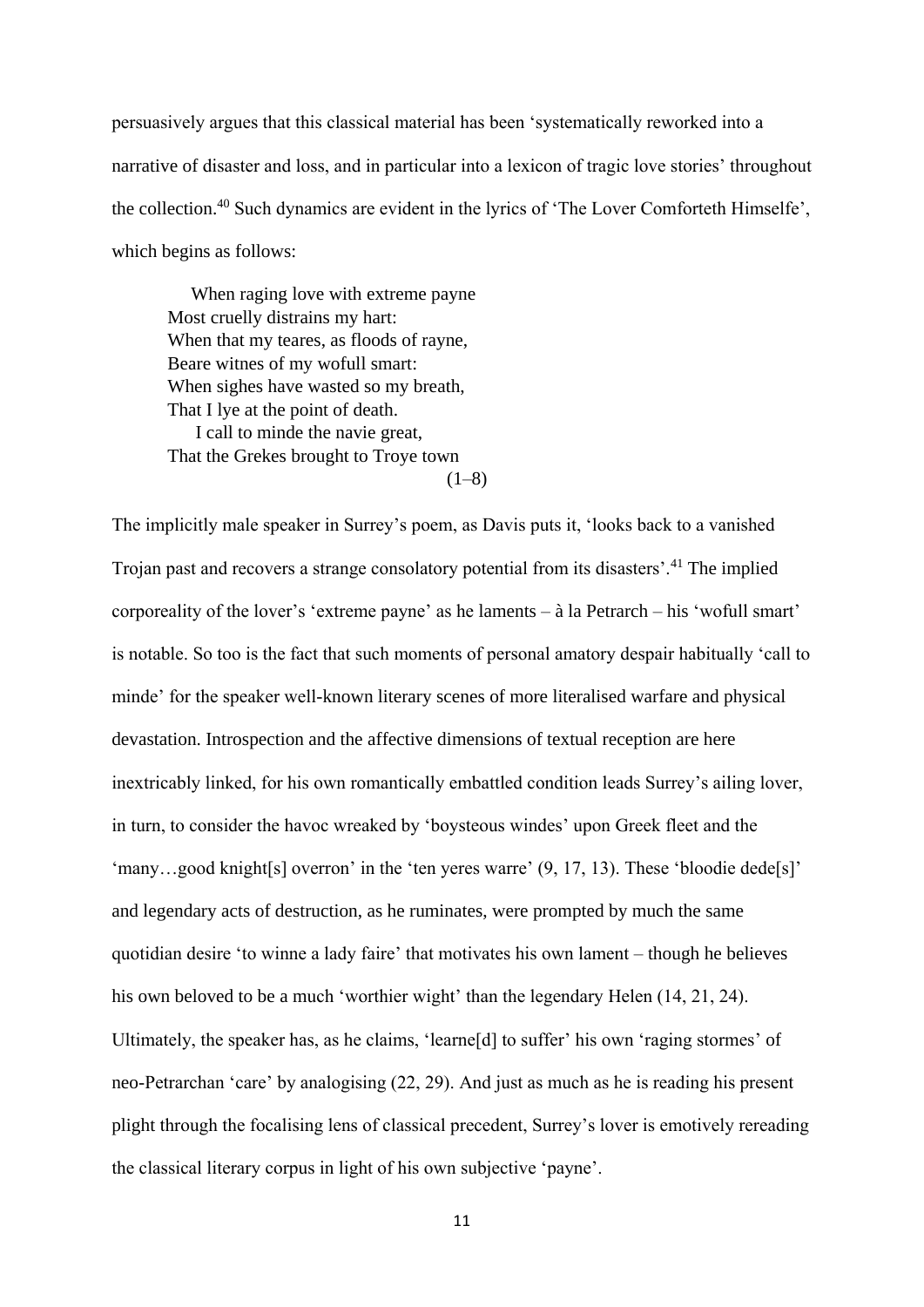persuasively argues that this classical material has been 'systematically reworked into a narrative of disaster and loss, and in particular into a lexicon of tragic love stories' throughout the collection.[40] Such dynamics are evident in the lyrics of 'The Lover Comforteth Himselfe', which begins as follows:

> When raging love with extreme payne  
> Most cruelly distrains my hart:  
> When that my teares, as floods of rayne,  
> Beare witnes of my wofull smart:  
> When sighes have wasted so my breath,  
> That I lye at the point of death.  
> I call to minde the navie great,  
> That the Grekes brought to Troye town  
> (1–8)

The implicitly male speaker in Surrey's poem, as Davis puts it, 'looks back to a vanished Trojan past and recovers a strange consolatory potential from its disasters'.[41] The implied corporeality of the lover's 'extreme payne' as he laments – à la Petrarch – his 'wofull smart' is notable. So too is the fact that such moments of personal amatory despair habitually 'call to minde' for the speaker well-known literary scenes of more literalised warfare and physical devastation. Introspection and the affective dimensions of textual reception are here inextricably linked, for his own romantically embattled condition leads Surrey's ailing lover, in turn, to consider the havoc wreaked by 'boysteous windes' upon Greek fleet and the 'many…good knight[s] overron' in the 'ten yeres warre' (9, 17, 13). These 'bloodie dede[s]' and legendary acts of destruction, as he ruminates, were prompted by much the same quotidian desire 'to winne a lady faire' that motivates his own lament – though he believes his own beloved to be a much 'worthier wight' than the legendary Helen (14, 21, 24). Ultimately, the speaker has, as he claims, 'learne[d] to suffer' his own 'raging stormes' of neo-Petrarchan 'care' by analogising (22, 29). And just as much as he is reading his present plight through the focalising lens of classical precedent, Surrey's lover is emotively rereading the classical literary corpus in light of his own subjective 'payne'.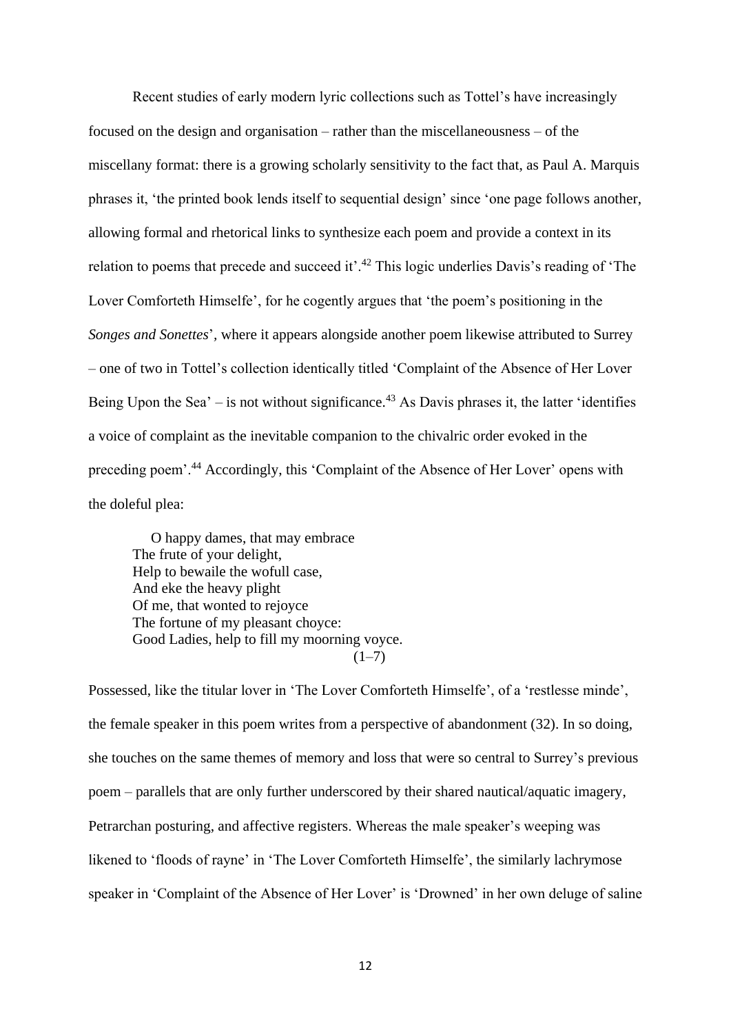Recent studies of early modern lyric collections such as Tottel's have increasingly focused on the design and organisation – rather than the miscellaneousness – of the miscellany format: there is a growing scholarly sensitivity to the fact that, as Paul A. Marquis phrases it, 'the printed book lends itself to sequential design' since 'one page follows another, allowing formal and rhetorical links to synthesize each poem and provide a context in its relation to poems that precede and succeed it'.[42] This logic underlies Davis's reading of 'The Lover Comforteth Himselfe', for he cogently argues that 'the poem's positioning in the *Songes and Sonettes*', where it appears alongside another poem likewise attributed to Surrey – one of two in Tottel's collection identically titled 'Complaint of the Absence of Her Lover Being Upon the Sea' – is not without significance.[43] As Davis phrases it, the latter 'identifies a voice of complaint as the inevitable companion to the chivalric order evoked in the preceding poem'.[44] Accordingly, this 'Complaint of the Absence of Her Lover' opens with the doleful plea:

> O happy dames, that may embrace
> The frute of your delight,
> Help to bewaile the wofull case,
> And eke the heavy plight
> Of me, that wonted to rejoyce
> The fortune of my pleasant choyce:
> Good Ladies, help to fill my moorning voyce.
> (1–7)

Possessed, like the titular lover in 'The Lover Comforteth Himselfe', of a 'restlesse minde', the female speaker in this poem writes from a perspective of abandonment (32). In so doing, she touches on the same themes of memory and loss that were so central to Surrey's previous poem – parallels that are only further underscored by their shared nautical/aquatic imagery, Petrarchan posturing, and affective registers. Whereas the male speaker's weeping was likened to 'floods of rayne' in 'The Lover Comforteth Himselfe', the similarly lachrymose speaker in 'Complaint of the Absence of Her Lover' is 'Drowned' in her own deluge of saline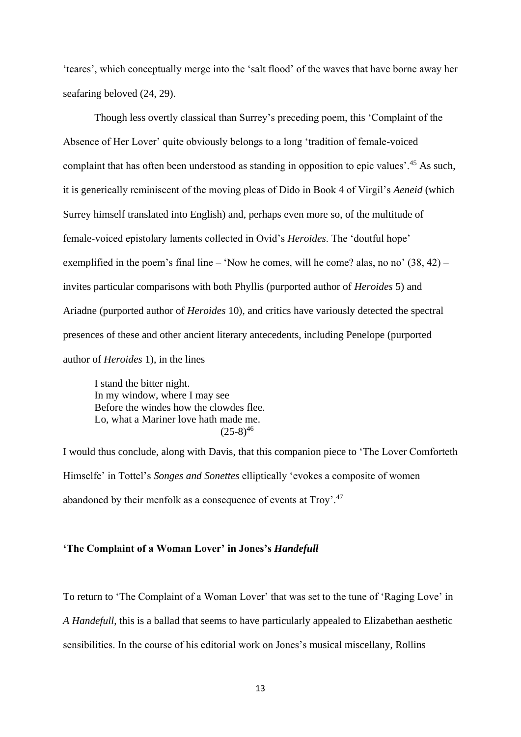'teares', which conceptually merge into the 'salt flood' of the waves that have borne away her seafaring beloved (24, 29).

Though less overtly classical than Surrey's preceding poem, this 'Complaint of the Absence of Her Lover' quite obviously belongs to a long 'tradition of female-voiced complaint that has often been understood as standing in opposition to epic values'.[45] As such, it is generically reminiscent of the moving pleas of Dido in Book 4 of Virgil's *Aeneid* (which Surrey himself translated into English) and, perhaps even more so, of the multitude of female-voiced epistolary laments collected in Ovid's *Heroides*. The 'doutful hope' exemplified in the poem's final line – 'Now he comes, will he come? alas, no no' (38, 42) – invites particular comparisons with both Phyllis (purported author of *Heroides* 5) and Ariadne (purported author of *Heroides* 10), and critics have variously detected the spectral presences of these and other ancient literary antecedents, including Penelope (purported author of *Heroides* 1), in the lines

> I stand the bitter night.
> In my window, where I may see
> Before the windes how the clowdes flee.
> Lo, what a Mariner love hath made me.
> (25-8)[46]

I would thus conclude, along with Davis, that this companion piece to 'The Lover Comforteth Himselfe' in Tottel's *Songes and Sonettes* elliptically 'evokes a composite of women abandoned by their menfolk as a consequence of events at Troy'.[47]

## 'The Complaint of a Woman Lover' in Jones's *Handefull*

To return to 'The Complaint of a Woman Lover' that was set to the tune of 'Raging Love' in *A Handefull*, this is a ballad that seems to have particularly appealed to Elizabethan aesthetic sensibilities. In the course of his editorial work on Jones's musical miscellany, Rollins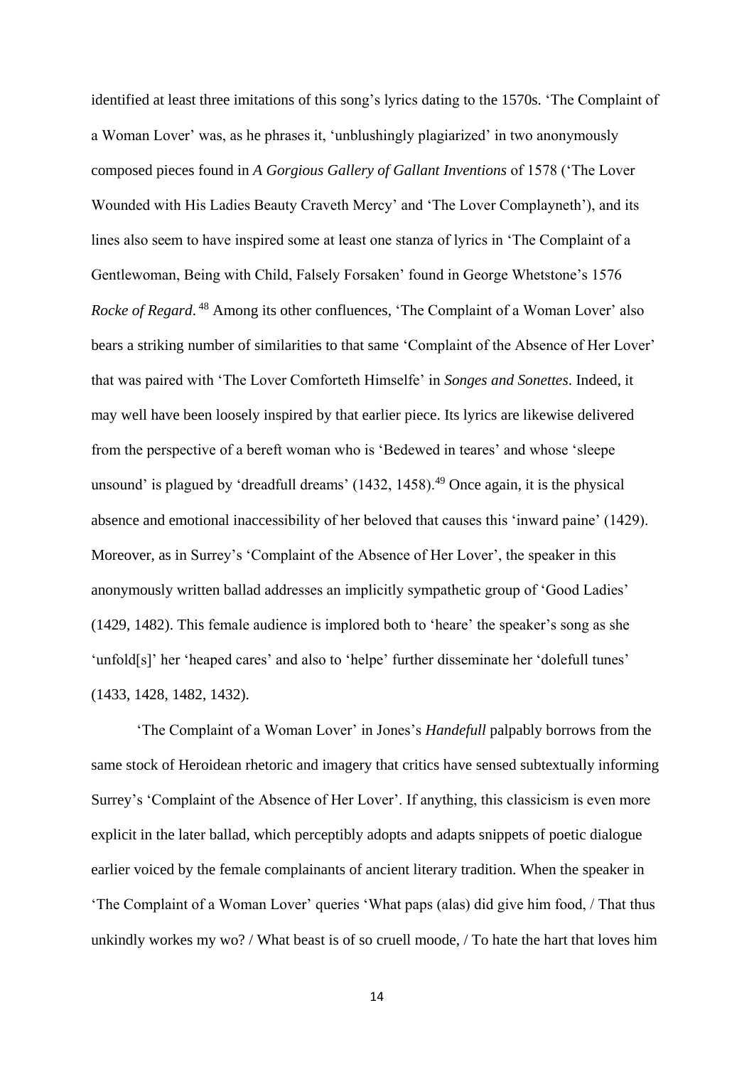identified at least three imitations of this song's lyrics dating to the 1570s. 'The Complaint of a Woman Lover' was, as he phrases it, 'unblushingly plagiarized' in two anonymously composed pieces found in *A Gorgious Gallery of Gallant Inventions* of 1578 ('The Lover Wounded with His Ladies Beauty Craveth Mercy' and 'The Lover Complayneth'), and its lines also seem to have inspired some at least one stanza of lyrics in 'The Complaint of a Gentlewoman, Being with Child, Falsely Forsaken' found in George Whetstone's 1576 *Rocke of Regard*.[48] Among its other confluences, 'The Complaint of a Woman Lover' also bears a striking number of similarities to that same 'Complaint of the Absence of Her Lover' that was paired with 'The Lover Comforteth Himselfe' in *Songes and Sonettes*. Indeed, it may well have been loosely inspired by that earlier piece. Its lyrics are likewise delivered from the perspective of a bereft woman who is 'Bedewed in teares' and whose 'sleepe unsound' is plagued by 'dreadfull dreams' (1432, 1458).[49] Once again, it is the physical absence and emotional inaccessibility of her beloved that causes this 'inward paine' (1429). Moreover, as in Surrey's 'Complaint of the Absence of Her Lover', the speaker in this anonymously written ballad addresses an implicitly sympathetic group of 'Good Ladies' (1429, 1482). This female audience is implored both to 'heare' the speaker's song as she 'unfold[s]' her 'heaped cares' and also to 'helpe' further disseminate her 'dolefull tunes' (1433, 1428, 1482, 1432).

'The Complaint of a Woman Lover' in Jones's *Handefull* palpably borrows from the same stock of Heroidean rhetoric and imagery that critics have sensed subtextually informing Surrey's 'Complaint of the Absence of Her Lover'. If anything, this classicism is even more explicit in the later ballad, which perceptibly adopts and adapts snippets of poetic dialogue earlier voiced by the female complainants of ancient literary tradition. When the speaker in 'The Complaint of a Woman Lover' queries 'What paps (alas) did give him food, / That thus unkindly workes my wo? / What beast is of so cruell moode, / To hate the hart that loves him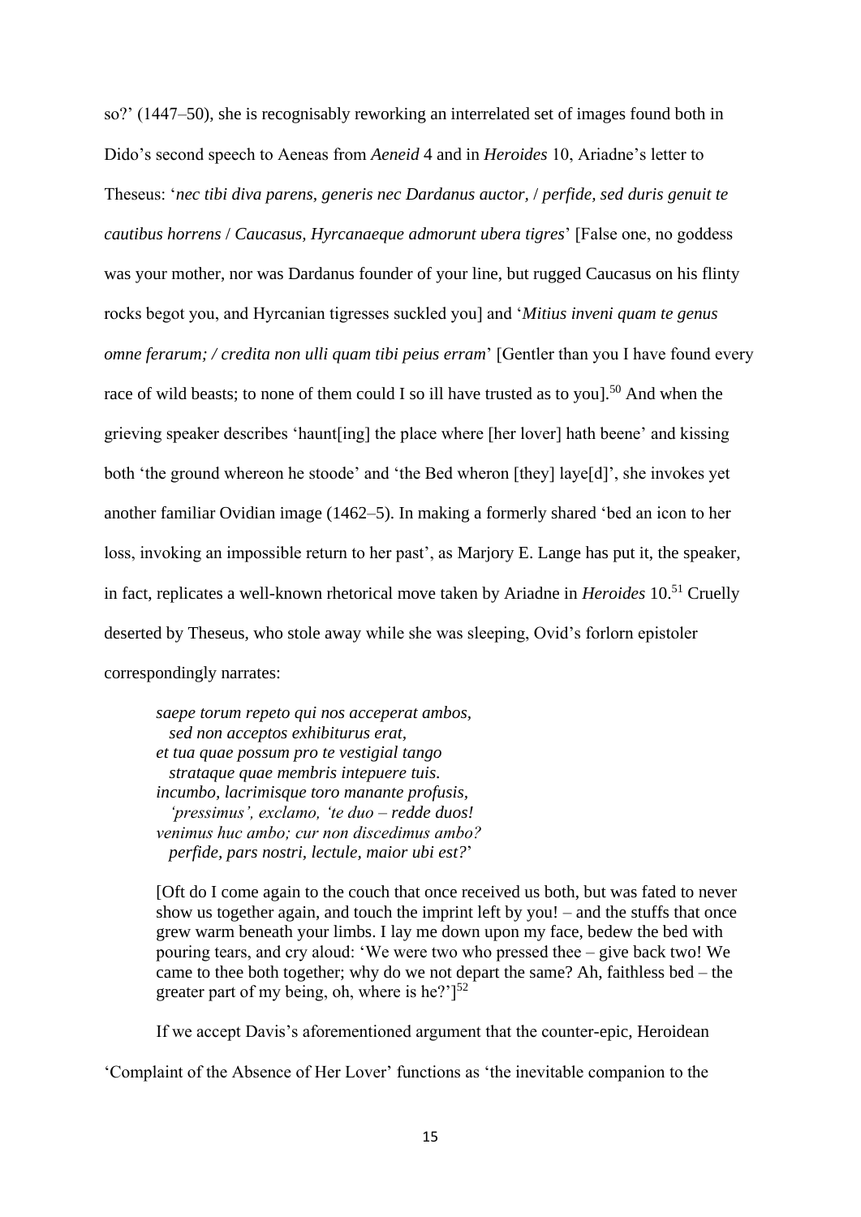so?' (1447–50), she is recognisably reworking an interrelated set of images found both in Dido's second speech to Aeneas from *Aeneid* 4 and in *Heroides* 10, Ariadne's letter to Theseus: '*nec tibi diva parens, generis nec Dardanus auctor,* / *perfide, sed duris genuit te cautibus horrens* / *Caucasus, Hyrcanaeque admorunt ubera tigres*' [False one, no goddess was your mother, nor was Dardanus founder of your line, but rugged Caucasus on his flinty rocks begot you, and Hyrcanian tigresses suckled you] and '*Mitius inveni quam te genus omne ferarum; / credita non ulli quam tibi peius erram*' [Gentler than you I have found every race of wild beasts; to none of them could I so ill have trusted as to you].[50] And when the grieving speaker describes 'haunt[ing] the place where [her lover] hath beene' and kissing both 'the ground whereon he stoode' and 'the Bed wheron [they] laye[d]', she invokes yet another familiar Ovidian image (1462–5). In making a formerly shared 'bed an icon to her loss, invoking an impossible return to her past', as Marjory E. Lange has put it, the speaker, in fact, replicates a well-known rhetorical move taken by Ariadne in *Heroides* 10.[51] Cruelly deserted by Theseus, who stole away while she was sleeping, Ovid's forlorn epistoler correspondingly narrates:

> *saepe torum repeto qui nos acceperat ambos,*
> *sed non acceptos exhibiturus erat,*
> *et tua quae possum pro te vestigial tango*
> *strataque quae membris intepuere tuis.*
> *incumbo, lacrimisque toro manante profusis,*
> *'pressimus', exclamo, 'te duo – redde duos!*
> *venimus huc ambo; cur non discedimus ambo?*
> *perfide, pars nostri, lectule, maior ubi est?*'
>
> [Oft do I come again to the couch that once received us both, but was fated to never show us together again, and touch the imprint left by you! – and the stuffs that once grew warm beneath your limbs. I lay me down upon my face, bedew the bed with pouring tears, and cry aloud: 'We were two who pressed thee – give back two! We came to thee both together; why do we not depart the same? Ah, faithless bed – the greater part of my being, oh, where is he?']][52]

If we accept Davis's aforementioned argument that the counter-epic, Heroidean 'Complaint of the Absence of Her Lover' functions as 'the inevitable companion to the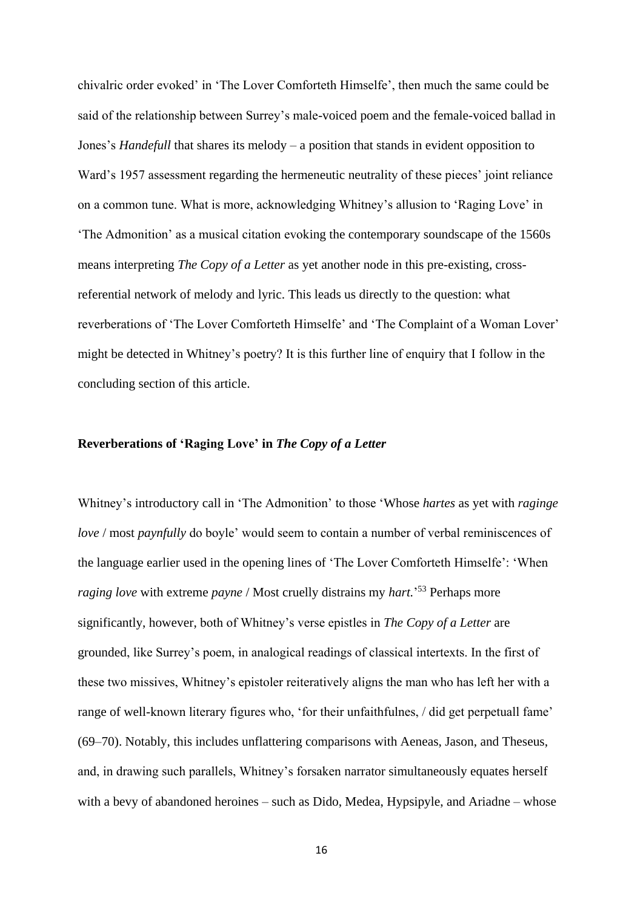chivalric order evoked' in 'The Lover Comforteth Himselfe', then much the same could be said of the relationship between Surrey's male-voiced poem and the female-voiced ballad in Jones's *Handefull* that shares its melody – a position that stands in evident opposition to Ward's 1957 assessment regarding the hermeneutic neutrality of these pieces' joint reliance on a common tune. What is more, acknowledging Whitney's allusion to 'Raging Love' in 'The Admonition' as a musical citation evoking the contemporary soundscape of the 1560s means interpreting *The Copy of a Letter* as yet another node in this pre-existing, cross-referential network of melody and lyric. This leads us directly to the question: what reverberations of 'The Lover Comforteth Himselfe' and 'The Complaint of a Woman Lover' might be detected in Whitney's poetry? It is this further line of enquiry that I follow in the concluding section of this article.

## Reverberations of 'Raging Love' in *The Copy of a Letter*

Whitney's introductory call in 'The Admonition' to those 'Whose *hartes* as yet with *raginge love* / most *paynfully* do boyle' would seem to contain a number of verbal reminiscences of the language earlier used in the opening lines of 'The Lover Comforteth Himselfe': 'When *raging love* with extreme *payne* / Most cruelly distrains my *hart*.'[53] Perhaps more significantly, however, both of Whitney's verse epistles in *The Copy of a Letter* are grounded, like Surrey's poem, in analogical readings of classical intertexts. In the first of these two missives, Whitney's epistoler reiteratively aligns the man who has left her with a range of well-known literary figures who, 'for their unfaithfulnes, / did get perpetuall fame' (69–70). Notably, this includes unflattering comparisons with Aeneas, Jason, and Theseus, and, in drawing such parallels, Whitney's forsaken narrator simultaneously equates herself with a bevy of abandoned heroines – such as Dido, Medea, Hypsipyle, and Ariadne – whose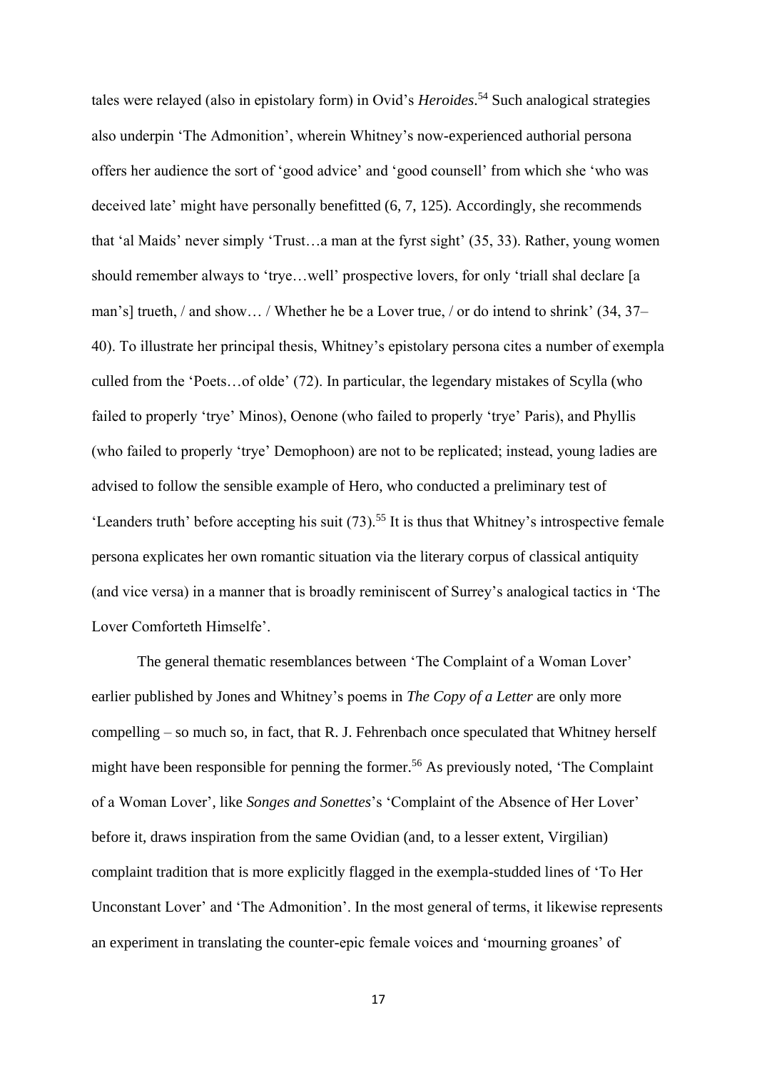tales were relayed (also in epistolary form) in Ovid's *Heroides*.[54] Such analogical strategies also underpin 'The Admonition', wherein Whitney's now-experienced authorial persona offers her audience the sort of 'good advice' and 'good counsell' from which she 'who was deceived late' might have personally benefitted (6, 7, 125). Accordingly, she recommends that 'al Maids' never simply 'Trust…a man at the fyrst sight' (35, 33). Rather, young women should remember always to 'trye…well' prospective lovers, for only 'triall shal declare [a man's] trueth, / and show… / Whether he be a Lover true, / or do intend to shrink' (34, 37–40). To illustrate her principal thesis, Whitney's epistolary persona cites a number of exempla culled from the 'Poets…of olde' (72). In particular, the legendary mistakes of Scylla (who failed to properly 'trye' Minos), Oenone (who failed to properly 'trye' Paris), and Phyllis (who failed to properly 'trye' Demophoon) are not to be replicated; instead, young ladies are advised to follow the sensible example of Hero, who conducted a preliminary test of 'Leanders truth' before accepting his suit (73).[55] It is thus that Whitney's introspective female persona explicates her own romantic situation via the literary corpus of classical antiquity (and vice versa) in a manner that is broadly reminiscent of Surrey's analogical tactics in 'The Lover Comforteth Himselfe'.

The general thematic resemblances between 'The Complaint of a Woman Lover' earlier published by Jones and Whitney's poems in *The Copy of a Letter* are only more compelling – so much so, in fact, that R. J. Fehrenbach once speculated that Whitney herself might have been responsible for penning the former.[56] As previously noted, 'The Complaint of a Woman Lover', like *Songes and Sonettes*'s 'Complaint of the Absence of Her Lover' before it, draws inspiration from the same Ovidian (and, to a lesser extent, Virgilian) complaint tradition that is more explicitly flagged in the exempla-studded lines of 'To Her Unconstant Lover' and 'The Admonition'. In the most general of terms, it likewise represents an experiment in translating the counter-epic female voices and 'mourning groanes' of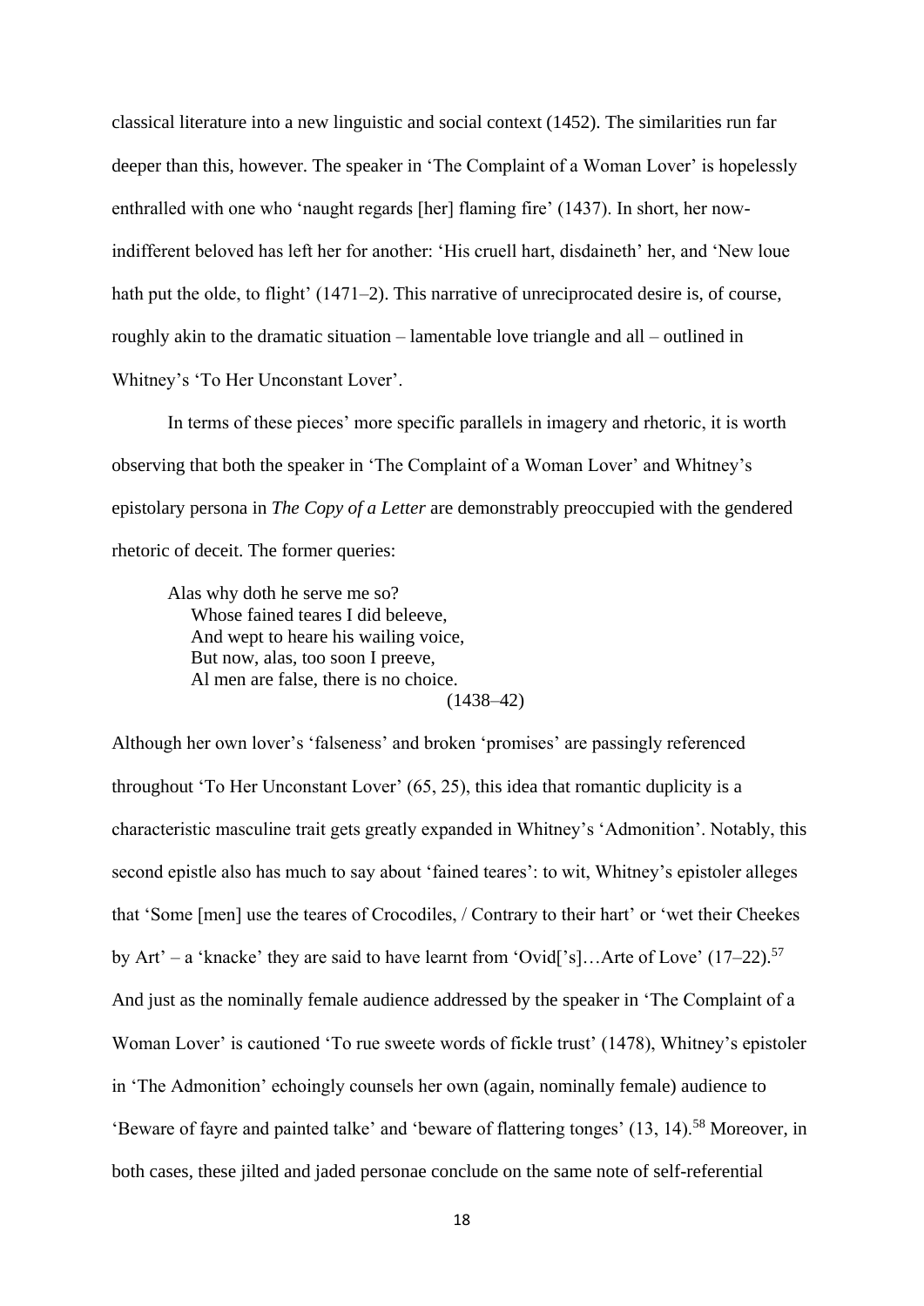classical literature into a new linguistic and social context (1452). The similarities run far deeper than this, however. The speaker in 'The Complaint of a Woman Lover' is hopelessly enthralled with one who 'naught regards [her] flaming fire' (1437). In short, her now-indifferent beloved has left her for another: 'His cruell hart, disdaineth' her, and 'New loue hath put the olde, to flight' (1471–2). This narrative of unreciprocated desire is, of course, roughly akin to the dramatic situation – lamentable love triangle and all – outlined in Whitney's 'To Her Unconstant Lover'.

In terms of these pieces' more specific parallels in imagery and rhetoric, it is worth observing that both the speaker in 'The Complaint of a Woman Lover' and Whitney's epistolary persona in *The Copy of a Letter* are demonstrably preoccupied with the gendered rhetoric of deceit. The former queries:

> Alas why doth he serve me so?
> Whose fained teares I did beleeve,
> And wept to heare his wailing voice,
> But now, alas, too soon I preeve,
> Al men are false, there is no choice.
> (1438–42)

Although her own lover's 'falseness' and broken 'promises' are passingly referenced throughout 'To Her Unconstant Lover' (65, 25), this idea that romantic duplicity is a characteristic masculine trait gets greatly expanded in Whitney's 'Admonition'. Notably, this second epistle also has much to say about 'fained teares': to wit, Whitney's epistoler alleges that 'Some [men] use the teares of Crocodiles, / Contrary to their hart' or 'wet their Cheekes by Art' – a 'knacke' they are said to have learnt from 'Ovid['s]…Arte of Love' (17–22).[57] And just as the nominally female audience addressed by the speaker in 'The Complaint of a Woman Lover' is cautioned 'To rue sweete words of fickle trust' (1478), Whitney's epistoler in 'The Admonition' echoingly counsels her own (again, nominally female) audience to 'Beware of fayre and painted talke' and 'beware of flattering tonges' (13, 14).[58] Moreover, in both cases, these jilted and jaded personae conclude on the same note of self-referential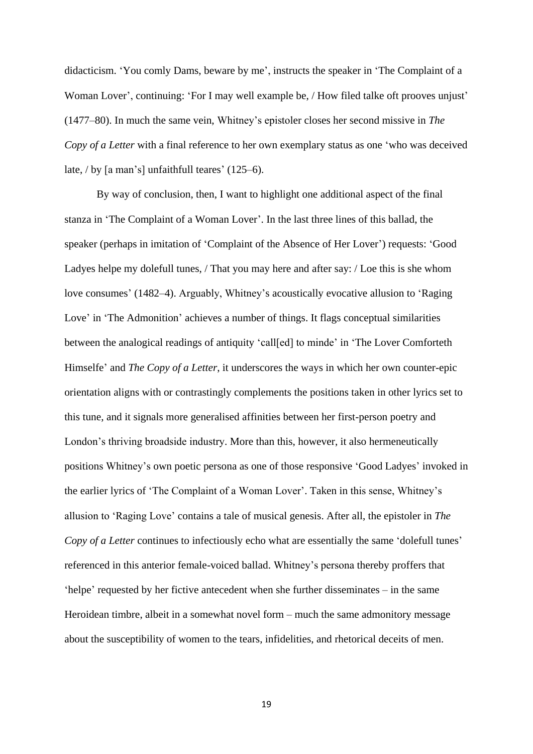didacticism. 'You comly Dams, beware by me', instructs the speaker in 'The Complaint of a Woman Lover', continuing: 'For I may well example be, / How filed talke oft prooves unjust' (1477–80). In much the same vein, Whitney's epistoler closes her second missive in *The Copy of a Letter* with a final reference to her own exemplary status as one 'who was deceived late, / by [a man's] unfaithfull teares' (125–6).

By way of conclusion, then, I want to highlight one additional aspect of the final stanza in 'The Complaint of a Woman Lover'. In the last three lines of this ballad, the speaker (perhaps in imitation of 'Complaint of the Absence of Her Lover') requests: 'Good Ladyes helpe my dolefull tunes, / That you may here and after say: / Loe this is she whom love consumes' (1482–4). Arguably, Whitney's acoustically evocative allusion to 'Raging Love' in 'The Admonition' achieves a number of things. It flags conceptual similarities between the analogical readings of antiquity 'call[ed] to minde' in 'The Lover Comforteth Himselfe' and *The Copy of a Letter*, it underscores the ways in which her own counter-epic orientation aligns with or contrastingly complements the positions taken in other lyrics set to this tune, and it signals more generalised affinities between her first-person poetry and London's thriving broadside industry. More than this, however, it also hermeneutically positions Whitney's own poetic persona as one of those responsive 'Good Ladyes' invoked in the earlier lyrics of 'The Complaint of a Woman Lover'. Taken in this sense, Whitney's allusion to 'Raging Love' contains a tale of musical genesis. After all, the epistoler in *The Copy of a Letter* continues to infectiously echo what are essentially the same 'dolefull tunes' referenced in this anterior female-voiced ballad. Whitney's persona thereby proffers that 'helpe' requested by her fictive antecedent when she further disseminates – in the same Heroidean timbre, albeit in a somewhat novel form – much the same admonitory message about the susceptibility of women to the tears, infidelities, and rhetorical deceits of men.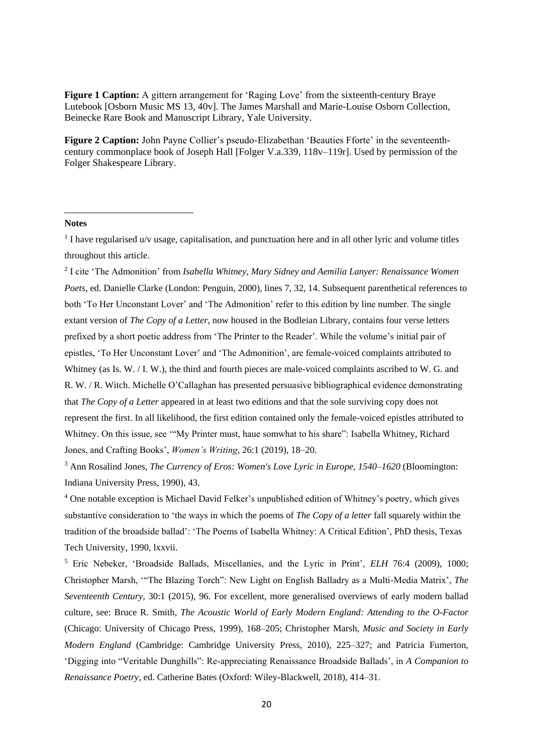**Figure 1 Caption:** A gittern arrangement for 'Raging Love' from the sixteenth-century Braye Lutebook [Osborn Music MS 13, 40v]. The James Marshall and Marie-Louise Osborn Collection, Beinecke Rare Book and Manuscript Library, Yale University.

**Figure 2 Caption:** John Payne Collier's pseudo-Elizabethan 'Beauties Fforte' in the seventeenth-century commonplace book of Joseph Hall [Folger V.a.339, 118v–119r]. Used by permission of the Folger Shakespeare Library.

---

**Notes**

[1] I have regularised u/v usage, capitalisation, and punctuation here and in all other lyric and volume titles throughout this article.

[2] I cite 'The Admonition' from *Isabella Whitney, Mary Sidney and Aemilia Lanyer: Renaissance Women Poets*, ed. Danielle Clarke (London: Penguin, 2000), lines 7, 32, 14. Subsequent parenthetical references to both 'To Her Unconstant Lover' and 'The Admonition' refer to this edition by line number. The single extant version of *The Copy of a Letter,* now housed in the Bodleian Library, contains four verse letters prefixed by a short poetic address from 'The Printer to the Reader'. While the volume's initial pair of epistles, 'To Her Unconstant Lover' and 'The Admonition', are female-voiced complaints attributed to Whitney (as Is. W. / I. W.), the third and fourth pieces are male-voiced complaints ascribed to W. G. and R. W. / R. Witch. Michelle O'Callaghan has presented persuasive bibliographical evidence demonstrating that *The Copy of a Letter* appeared in at least two editions and that the sole surviving copy does not represent the first. In all likelihood, the first edition contained only the female-voiced epistles attributed to Whitney. On this issue, see '"My Printer must, haue somwhat to his share": Isabella Whitney, Richard Jones, and Crafting Books', *Women's Writing*, 26:1 (2019), 18–20.

[3] Ann Rosalind Jones, *The Currency of Eros: Women's Love Lyric in Europe, 1540–1620* (Bloomington: Indiana University Press, 1990), 43.

[4] One notable exception is Michael David Felker's unpublished edition of Whitney's poetry, which gives substantive consideration to 'the ways in which the poems of *The Copy of a letter* fall squarely within the tradition of the broadside ballad': 'The Poems of Isabella Whitney: A Critical Edition', PhD thesis, Texas Tech University, 1990, lxxvii.

[5] Eric Nebeker, 'Broadside Ballads, Miscellanies, and the Lyric in Print', *ELH* 76:4 (2009), 1000; Christopher Marsh, '"The Blazing Torch": New Light on English Balladry as a Multi-Media Matrix', *The Seventeenth Century,* 30:1 (2015), 96. For excellent, more generalised overviews of early modern ballad culture, see: Bruce R. Smith, *The Acoustic World of Early Modern England: Attending to the O-Factor* (Chicago: University of Chicago Press, 1999), 168–205; Christopher Marsh, *Music and Society in Early Modern England* (Cambridge: Cambridge University Press, 2010), 225–327; and Patricia Fumerton, 'Digging into "Veritable Dunghills": Re-appreciating Renaissance Broadside Ballads', in *A Companion to Renaissance Poetry*, ed. Catherine Bates (Oxford: Wiley-Blackwell, 2018), 414–31.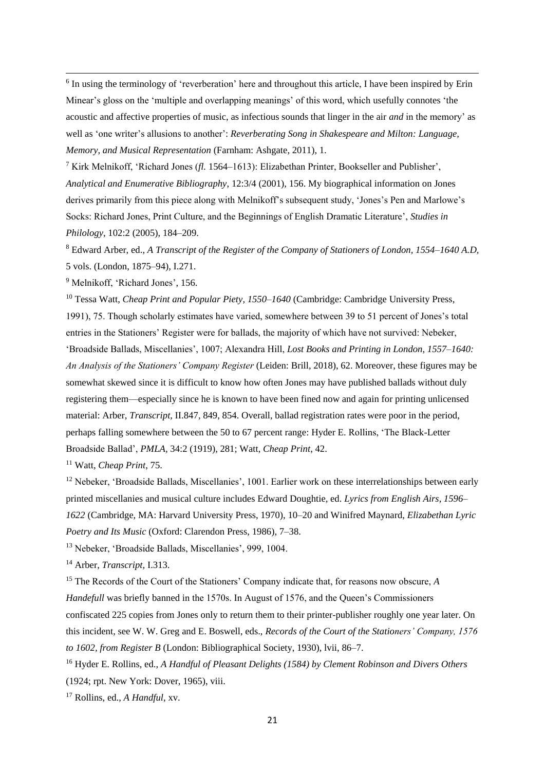[6] In using the terminology of 'reverberation' here and throughout this article, I have been inspired by Erin Minear's gloss on the 'multiple and overlapping meanings' of this word, which usefully connotes 'the acoustic and affective properties of music, as infectious sounds that linger in the air *and* in the memory' as well as 'one writer's allusions to another': *Reverberating Song in Shakespeare and Milton: Language, Memory, and Musical Representation* (Farnham: Ashgate, 2011), 1.

[7] Kirk Melnikoff, 'Richard Jones (*fl.* 1564–1613): Elizabethan Printer, Bookseller and Publisher', *Analytical and Enumerative Bibliography*, 12:3/4 (2001), 156. My biographical information on Jones derives primarily from this piece along with Melnikoff's subsequent study, 'Jones's Pen and Marlowe's Socks: Richard Jones, Print Culture, and the Beginnings of English Dramatic Literature', *Studies in Philology*, 102:2 (2005), 184–209.

[8] Edward Arber, ed., *A Transcript of the Register of the Company of Stationers of London, 1554–1640 A.D*, 5 vols. (London, 1875–94), I.271.

[9] Melnikoff, 'Richard Jones', 156.

[10] Tessa Watt, *Cheap Print and Popular Piety, 1550–1640* (Cambridge: Cambridge University Press, 1991), 75. Though scholarly estimates have varied, somewhere between 39 to 51 percent of Jones's total entries in the Stationers' Register were for ballads, the majority of which have not survived: Nebeker, 'Broadside Ballads, Miscellanies', 1007; Alexandra Hill, *Lost Books and Printing in London, 1557–1640: An Analysis of the Stationers' Company Register* (Leiden: Brill, 2018), 62. Moreover, these figures may be somewhat skewed since it is difficult to know how often Jones may have published ballads without duly registering them—especially since he is known to have been fined now and again for printing unlicensed material: Arber, *Transcript*, II.847, 849, 854. Overall, ballad registration rates were poor in the period, perhaps falling somewhere between the 50 to 67 percent range: Hyder E. Rollins, 'The Black-Letter Broadside Ballad', *PMLA*, 34:2 (1919), 281; Watt, *Cheap Print*, 42.

[11] Watt, *Cheap Print*, 75.

[12] Nebeker, 'Broadside Ballads, Miscellanies', 1001. Earlier work on these interrelationships between early printed miscellanies and musical culture includes Edward Doughtie, ed. *Lyrics from English Airs, 1596–1622* (Cambridge, MA: Harvard University Press, 1970), 10–20 and Winifred Maynard, *Elizabethan Lyric Poetry and Its Music* (Oxford: Clarendon Press, 1986), 7–38.

[13] Nebeker, 'Broadside Ballads, Miscellanies', 999, 1004.

[14] Arber, *Transcript*, I.313.

[15] The Records of the Court of the Stationers' Company indicate that, for reasons now obscure, *A Handefull* was briefly banned in the 1570s. In August of 1576, and the Queen's Commissioners confiscated 225 copies from Jones only to return them to their printer-publisher roughly one year later. On this incident, see W. W. Greg and E. Boswell, eds., *Records of the Court of the Stationers' Company, 1576 to 1602, from Register B* (London: Bibliographical Society, 1930), lvii, 86–7.

[16] Hyder E. Rollins, ed., *A Handful of Pleasant Delights (1584) by Clement Robinson and Divers Others* (1924; rpt. New York: Dover, 1965), viii.

[17] Rollins, ed., *A Handful*, xv.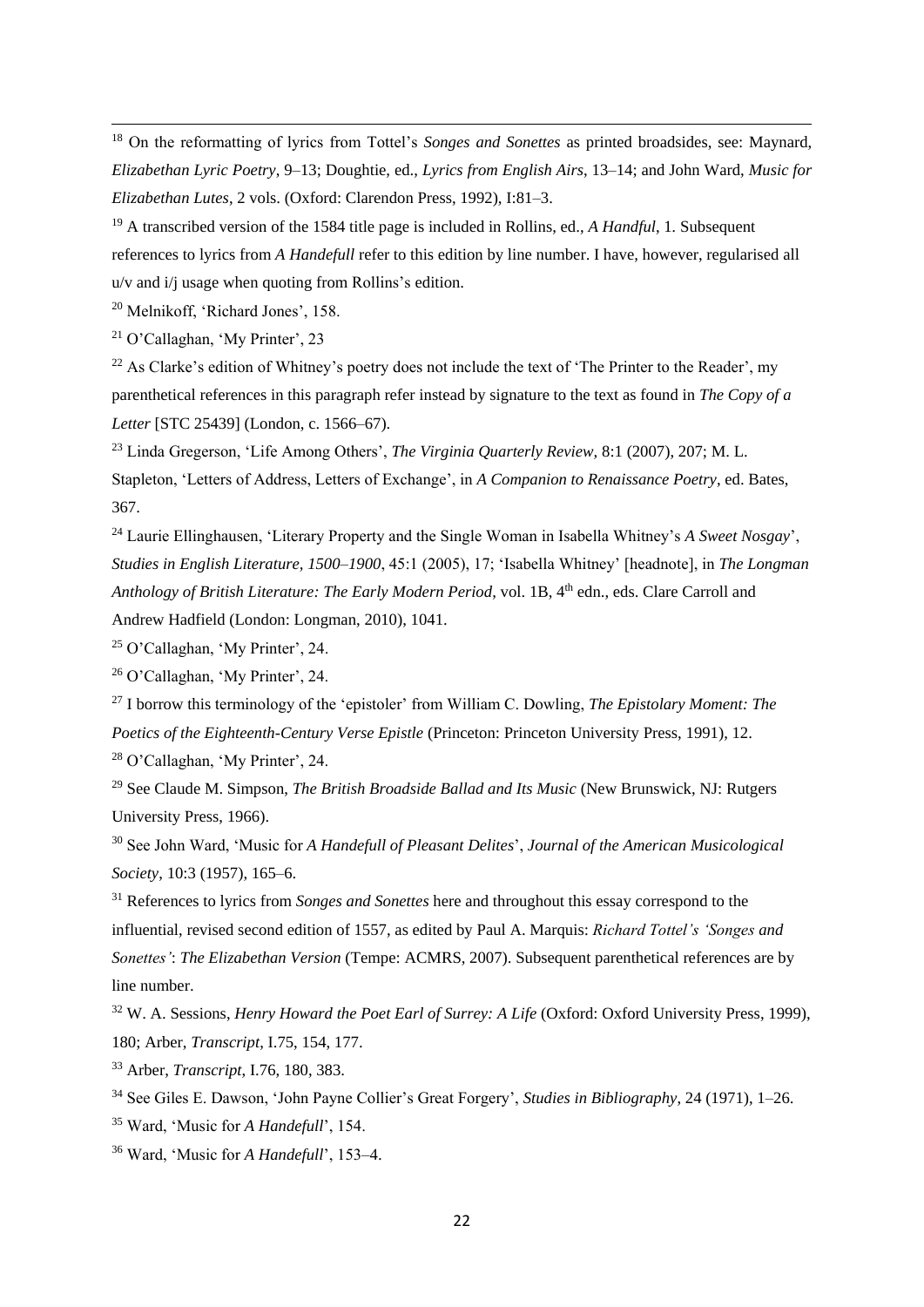[18] On the reformatting of lyrics from Tottel's *Songes and Sonettes* as printed broadsides, see: Maynard, *Elizabethan Lyric Poetry*, 9–13; Doughtie, ed., *Lyrics from English Airs*, 13–14; and John Ward, *Music for Elizabethan Lutes*, 2 vols. (Oxford: Clarendon Press, 1992), I:81–3.

[19] A transcribed version of the 1584 title page is included in Rollins, ed., *A Handful*, 1. Subsequent references to lyrics from *A Handefull* refer to this edition by line number. I have, however, regularised all u/v and i/j usage when quoting from Rollins's edition.

[20] Melnikoff, 'Richard Jones', 158.

[21] O'Callaghan, 'My Printer', 23

[22] As Clarke's edition of Whitney's poetry does not include the text of 'The Printer to the Reader', my parenthetical references in this paragraph refer instead by signature to the text as found in *The Copy of a Letter* [STC 25439] (London, c. 1566–67).

[23] Linda Gregerson, 'Life Among Others', *The Virginia Quarterly Review*, 8:1 (2007), 207; M. L. Stapleton, 'Letters of Address, Letters of Exchange', in *A Companion to Renaissance Poetry*, ed. Bates, 367.

[24] Laurie Ellinghausen, 'Literary Property and the Single Woman in Isabella Whitney's *A Sweet Nosgay*', *Studies in English Literature, 1500–1900*, 45:1 (2005), 17; 'Isabella Whitney' [headnote], in *The Longman Anthology of British Literature: The Early Modern Period*, vol. 1B, 4th edn., eds. Clare Carroll and Andrew Hadfield (London: Longman, 2010), 1041.

[25] O'Callaghan, 'My Printer', 24.

[26] O'Callaghan, 'My Printer', 24.

[27] I borrow this terminology of the 'epistoler' from William C. Dowling, *The Epistolary Moment: The Poetics of the Eighteenth-Century Verse Epistle* (Princeton: Princeton University Press, 1991), 12.

[28] O'Callaghan, 'My Printer', 24.

[29] See Claude M. Simpson, *The British Broadside Ballad and Its Music* (New Brunswick, NJ: Rutgers University Press, 1966).

[30] See John Ward, 'Music for *A Handefull of Pleasant Delites*', *Journal of the American Musicological Society*, 10:3 (1957), 165–6.

[31] References to lyrics from *Songes and Sonettes* here and throughout this essay correspond to the influential, revised second edition of 1557, as edited by Paul A. Marquis: *Richard Tottel's 'Songes and Sonettes'*: *The Elizabethan Version* (Tempe: ACMRS, 2007). Subsequent parenthetical references are by line number.

[32] W. A. Sessions, *Henry Howard the Poet Earl of Surrey: A Life* (Oxford: Oxford University Press, 1999), 180; Arber, *Transcript*, I.75, 154, 177.

[33] Arber, *Transcript*, I.76, 180, 383.

[34] See Giles E. Dawson, 'John Payne Collier's Great Forgery', *Studies in Bibliography*, 24 (1971), 1–26.

[35] Ward, 'Music for *A Handefull*', 154.

[36] Ward, 'Music for *A Handefull*', 153–4.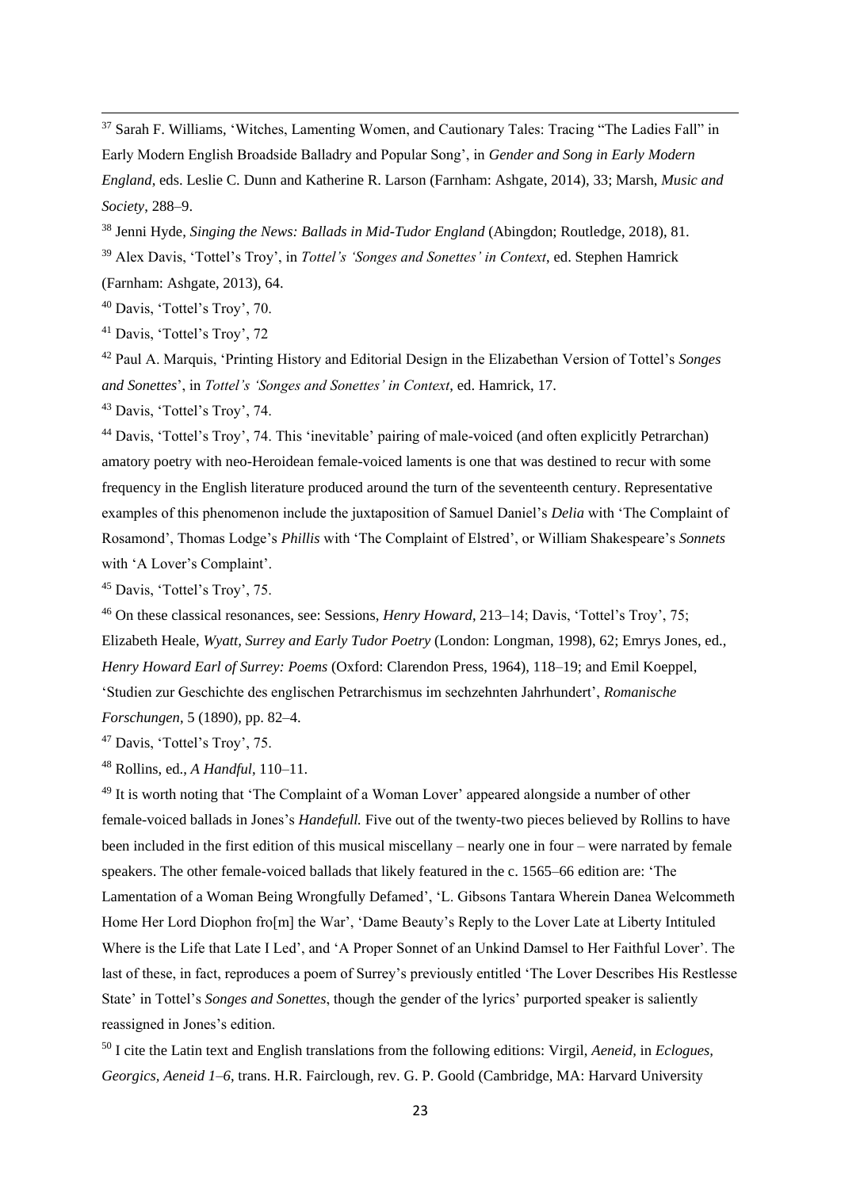[37] Sarah F. Williams, 'Witches, Lamenting Women, and Cautionary Tales: Tracing "The Ladies Fall" in Early Modern English Broadside Balladry and Popular Song', in *Gender and Song in Early Modern England*, eds. Leslie C. Dunn and Katherine R. Larson (Farnham: Ashgate, 2014), 33; Marsh, *Music and Society*, 288–9.

[38] Jenni Hyde, *Singing the News: Ballads in Mid-Tudor England* (Abingdon; Routledge, 2018), 81.

[39] Alex Davis, 'Tottel's Troy', in *Tottel's 'Songes and Sonettes' in Context*, ed. Stephen Hamrick (Farnham: Ashgate, 2013), 64.

[40] Davis, 'Tottel's Troy', 70.

[41] Davis, 'Tottel's Troy', 72

[42] Paul A. Marquis, 'Printing History and Editorial Design in the Elizabethan Version of Tottel's *Songes and Sonettes*', in *Tottel's 'Songes and Sonettes' in Context*, ed. Hamrick, 17.

[43] Davis, 'Tottel's Troy', 74.

[44] Davis, 'Tottel's Troy', 74. This 'inevitable' pairing of male-voiced (and often explicitly Petrarchan) amatory poetry with neo-Heroidean female-voiced laments is one that was destined to recur with some frequency in the English literature produced around the turn of the seventeenth century. Representative examples of this phenomenon include the juxtaposition of Samuel Daniel's *Delia* with 'The Complaint of Rosamond', Thomas Lodge's *Phillis* with 'The Complaint of Elstred', or William Shakespeare's *Sonnets* with 'A Lover's Complaint'.

[45] Davis, 'Tottel's Troy', 75.

[46] On these classical resonances, see: Sessions, *Henry Howard*, 213–14; Davis, 'Tottel's Troy', 75; Elizabeth Heale, *Wyatt, Surrey and Early Tudor Poetry* (London: Longman, 1998), 62; Emrys Jones, ed., *Henry Howard Earl of Surrey: Poems* (Oxford: Clarendon Press, 1964), 118–19; and Emil Koeppel, 'Studien zur Geschichte des englischen Petrarchismus im sechzehnten Jahrhundert', *Romanische Forschungen*, 5 (1890), pp. 82–4.

[47] Davis, 'Tottel's Troy', 75.

[48] Rollins, ed., *A Handful*, 110–11.

[49] It is worth noting that 'The Complaint of a Woman Lover' appeared alongside a number of other female-voiced ballads in Jones's *Handefull.* Five out of the twenty-two pieces believed by Rollins to have been included in the first edition of this musical miscellany – nearly one in four – were narrated by female speakers. The other female-voiced ballads that likely featured in the c. 1565–66 edition are: 'The Lamentation of a Woman Being Wrongfully Defamed', 'L. Gibsons Tantara Wherein Danea Welcommeth Home Her Lord Diophon fro[m] the War', 'Dame Beauty's Reply to the Lover Late at Liberty Intituled Where is the Life that Late I Led', and 'A Proper Sonnet of an Unkind Damsel to Her Faithful Lover'. The last of these, in fact, reproduces a poem of Surrey's previously entitled 'The Lover Describes His Restlesse State' in Tottel's *Songes and Sonettes*, though the gender of the lyrics' purported speaker is saliently reassigned in Jones's edition.

[50] I cite the Latin text and English translations from the following editions: Virgil, *Aeneid*, in *Eclogues, Georgics, Aeneid 1–6*, trans. H.R. Fairclough, rev. G. P. Goold (Cambridge, MA: Harvard University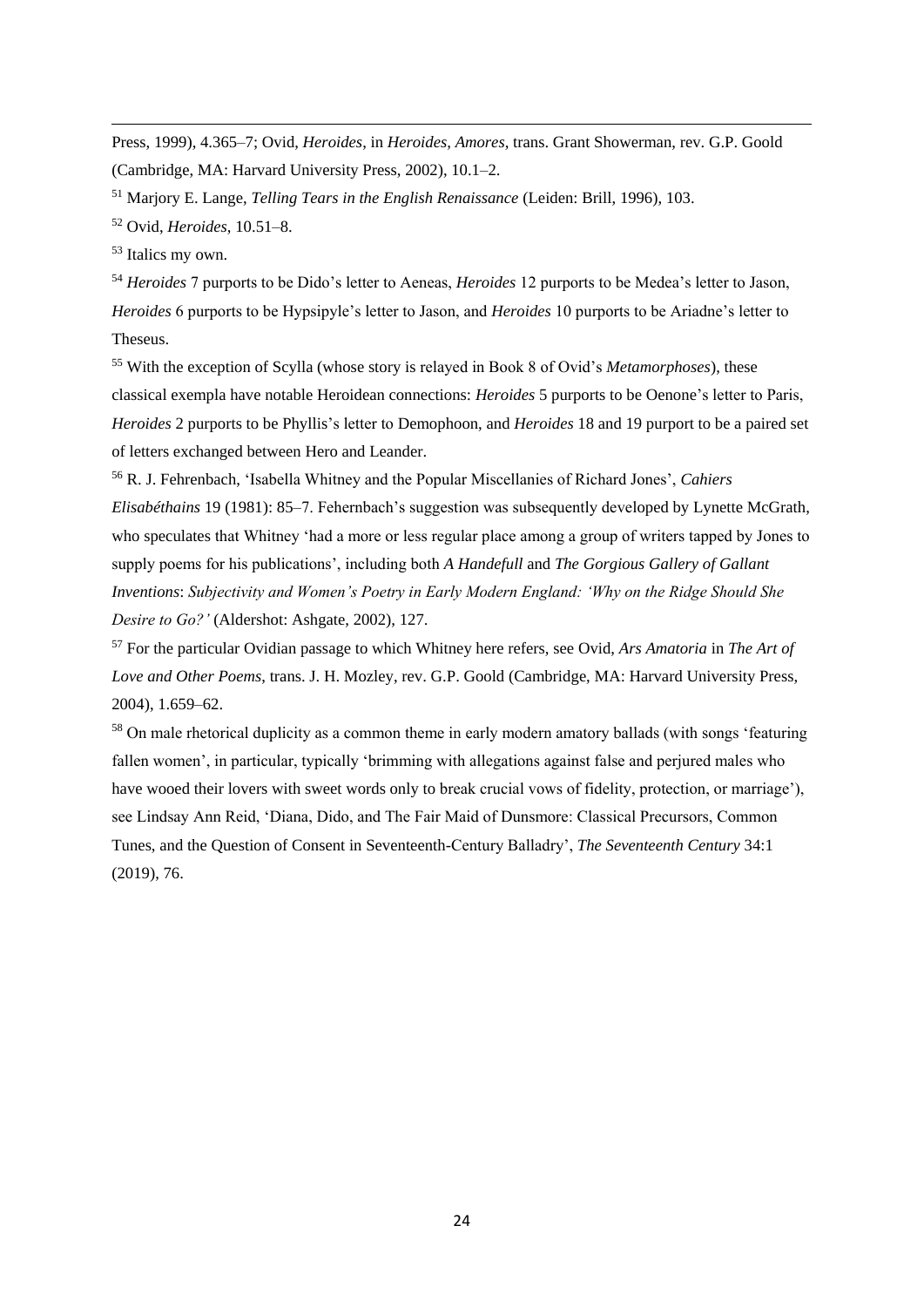Press, 1999), 4.365–7; Ovid, *Heroides*, in *Heroides, Amores*, trans. Grant Showerman, rev. G.P. Goold (Cambridge, MA: Harvard University Press, 2002), 10.1–2.

[51] Marjory E. Lange, *Telling Tears in the English Renaissance* (Leiden: Brill, 1996), 103.

[52] Ovid, *Heroides*, 10.51–8.

[53] Italics my own.

[54] *Heroides* 7 purports to be Dido's letter to Aeneas, *Heroides* 12 purports to be Medea's letter to Jason, *Heroides* 6 purports to be Hypsipyle's letter to Jason, and *Heroides* 10 purports to be Ariadne's letter to Theseus.

[55] With the exception of Scylla (whose story is relayed in Book 8 of Ovid's *Metamorphoses*), these classical exempla have notable Heroidean connections: *Heroides* 5 purports to be Oenone's letter to Paris, *Heroides* 2 purports to be Phyllis's letter to Demophoon, and *Heroides* 18 and 19 purport to be a paired set of letters exchanged between Hero and Leander.

[56] R. J. Fehrenbach, 'Isabella Whitney and the Popular Miscellanies of Richard Jones', *Cahiers Elisabéthains* 19 (1981): 85–7. Fehernbach's suggestion was subsequently developed by Lynette McGrath, who speculates that Whitney 'had a more or less regular place among a group of writers tapped by Jones to supply poems for his publications', including both *A Handefull* and *The Gorgious Gallery of Gallant Inventions*: *Subjectivity and Women's Poetry in Early Modern England: 'Why on the Ridge Should She Desire to Go?'* (Aldershot: Ashgate, 2002), 127.

[57] For the particular Ovidian passage to which Whitney here refers, see Ovid, *Ars Amatoria* in *The Art of Love and Other Poems*, trans. J. H. Mozley, rev. G.P. Goold (Cambridge, MA: Harvard University Press, 2004), 1.659–62.

[58] On male rhetorical duplicity as a common theme in early modern amatory ballads (with songs 'featuring fallen women', in particular, typically 'brimming with allegations against false and perjured males who have wooed their lovers with sweet words only to break crucial vows of fidelity, protection, or marriage'), see Lindsay Ann Reid, 'Diana, Dido, and The Fair Maid of Dunsmore: Classical Precursors, Common Tunes, and the Question of Consent in Seventeenth-Century Balladry', *The Seventeenth Century* 34:1 (2019), 76.